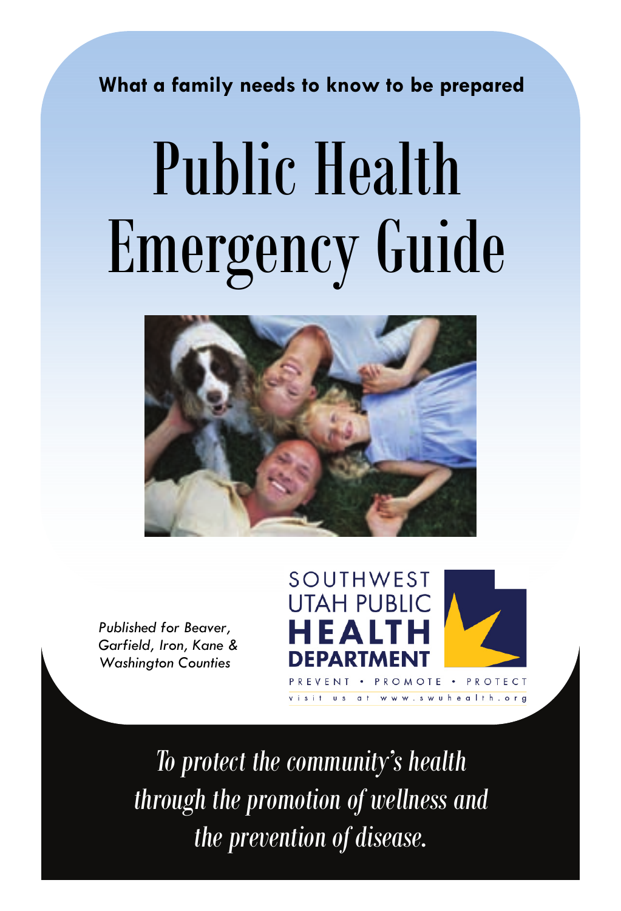**What a family needs to know to be prepared**

# Public Health Emergency Guide

*Published for Beaver, Garfield, Iron, Kane & Washington Counties*

SOUTHWEST UTAH PUBLIC **HEALTH DEPARTMENT**

PREVENT • PROMOTE • PROTECT

visit us at www.swuhealth.org

*To protect the community's health through the promotion of wellness and the prevention of disease.*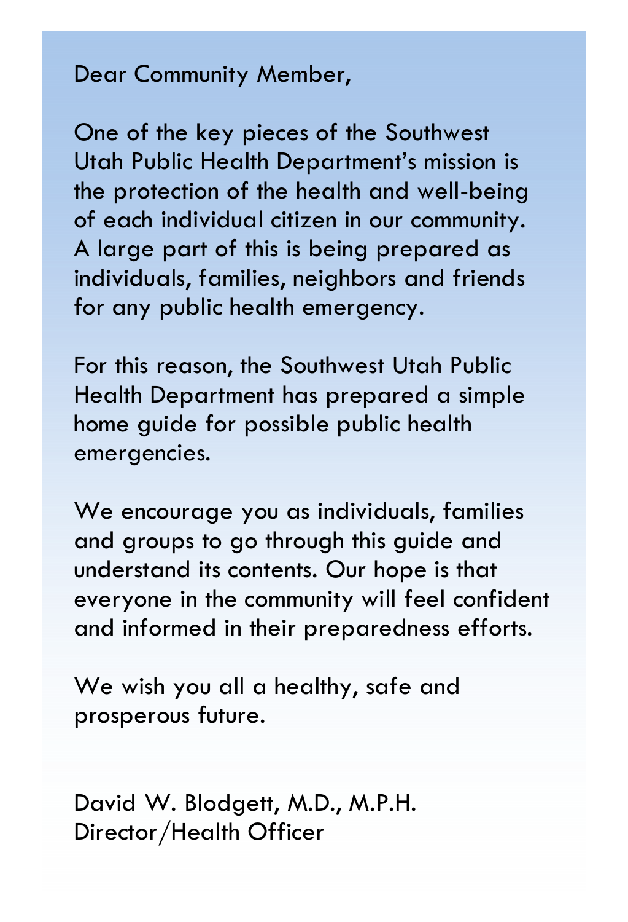Dear Community Member,

One of the key pieces of the Southwest Utah Public Health Department's mission is the protection of the health and well-being of each individual citizen in our community. A large part of this is being prepared as individuals, families, neighbors and friends for any public health emergency.

For this reason, the Southwest Utah Public Health Department has prepared a simple home guide for possible public health emergencies.

We encourage you as individuals, families and groups to go through this guide and understand its contents. Our hope is that everyone in the community will feel confident and informed in their preparedness efforts.

We wish you all a healthy, safe and prosperous future.

David W. Blodgett, M.D., M.P.H.
Director/Health Officer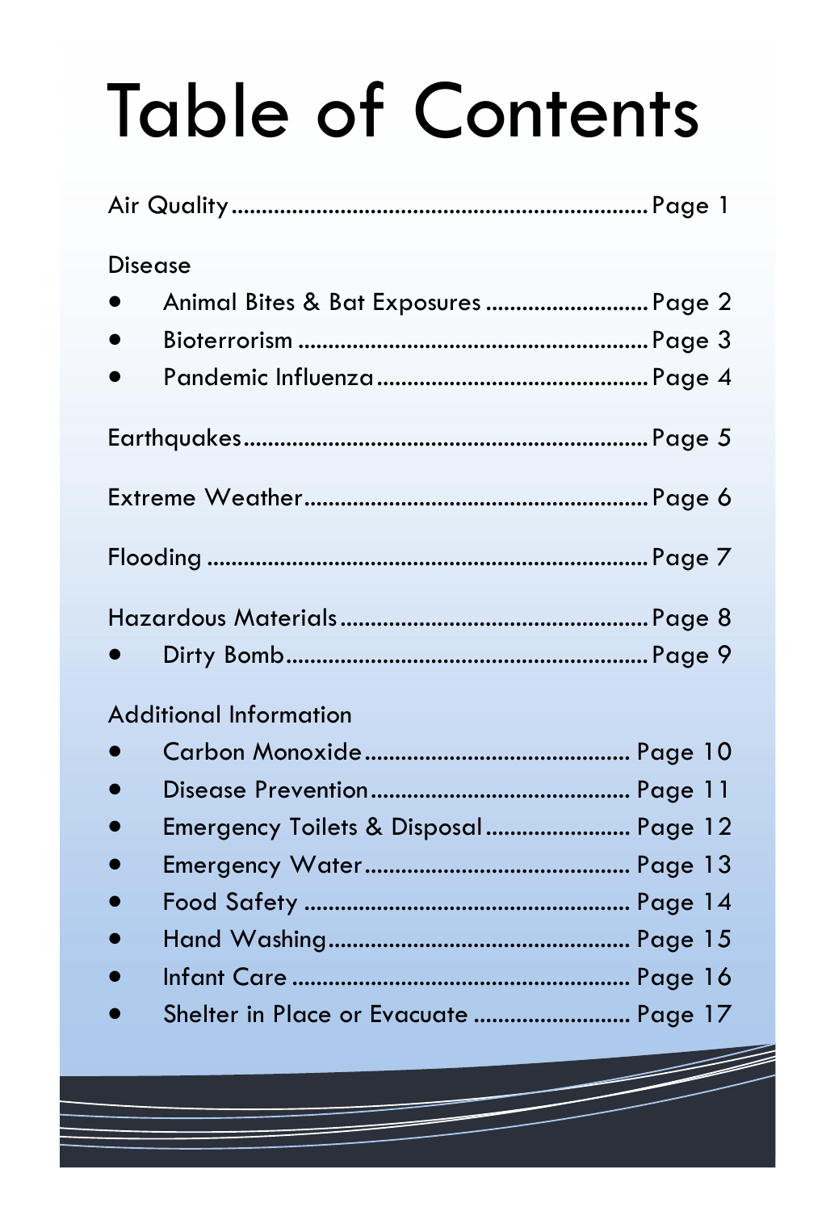# Table of Contents

Air Quality .................................................................... Page 1

Disease

- Animal Bites & Bat Exposures .......................... Page 2
- Bioterrorism ........................................................ Page 3
- Pandemic Influenza ............................................ Page 4

Earthquakes .................................................................. Page 5

Extreme Weather ........................................................ Page 6

Flooding ........................................................................ Page 7

Hazardous Materials ................................................... Page 8

- Dirty Bomb .......................................................... Page 9

Additional Information

- Carbon Monoxide ............................................ Page 10
- Disease Prevention .......................................... Page 11
- Emergency Toilets & Disposal ........................ Page 12
- Emergency Water ............................................ Page 13
- Food Safety ...................................................... Page 14
- Hand Washing .................................................. Page 15
- Infant Care ........................................................ Page 16
- Shelter in Place or Evacuate .......................... Page 17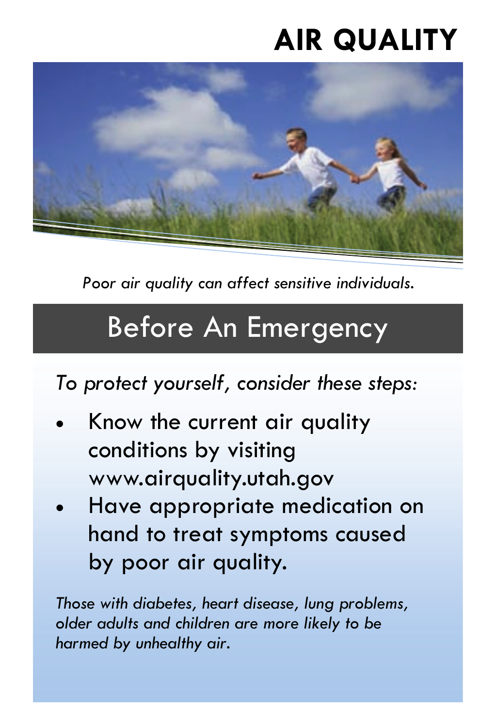# AIR QUALITY

*Poor air quality can affect sensitive individuals.*

## Before An Emergency

*To protect yourself, consider these steps:*

- Know the current air quality conditions by visiting www.airquality.utah.gov
- Have appropriate medication on hand to treat symptoms caused by poor air quality.

*Those with diabetes, heart disease, lung problems, older adults and children are more likely to be harmed by unhealthy air.*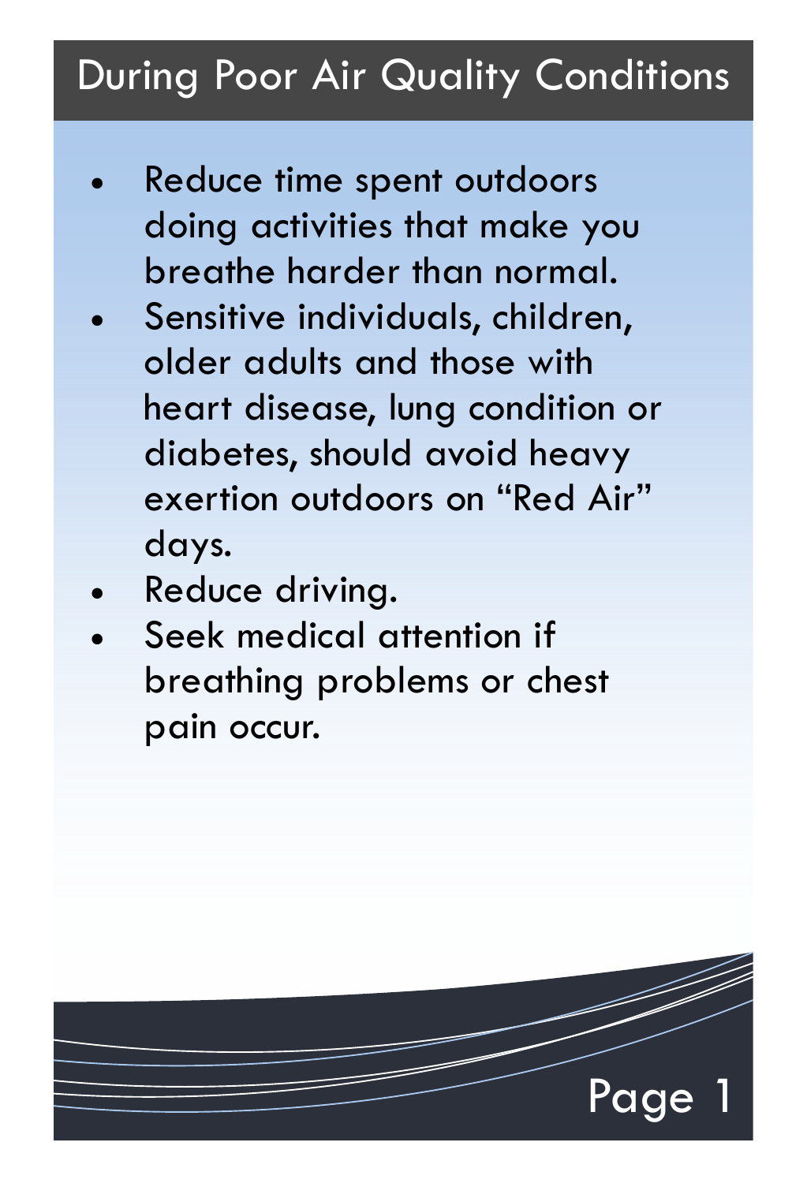# During Poor Air Quality Conditions

- Reduce time spent outdoors doing activities that make you breathe harder than normal.
- Sensitive individuals, children, older adults and those with heart disease, lung condition or diabetes, should avoid heavy exertion outdoors on "Red Air" days.
- Reduce driving.
- Seek medical attention if breathing problems or chest pain occur.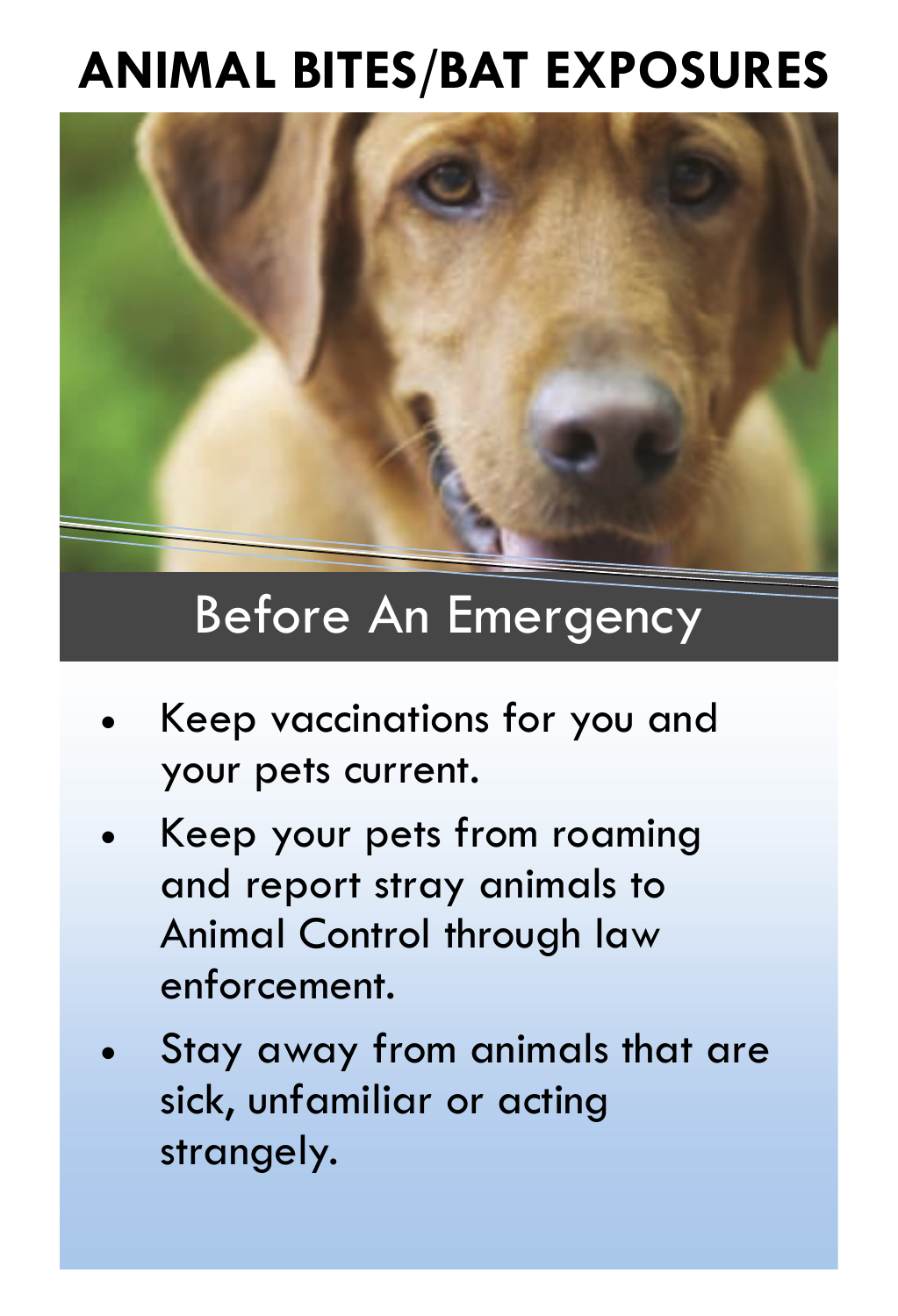# ANIMAL BITES/BAT EXPOSURES

## Before An Emergency

- Keep vaccinations for you and your pets current.
- Keep your pets from roaming and report stray animals to Animal Control through law enforcement.
- Stay away from animals that are sick, unfamiliar or acting strangely.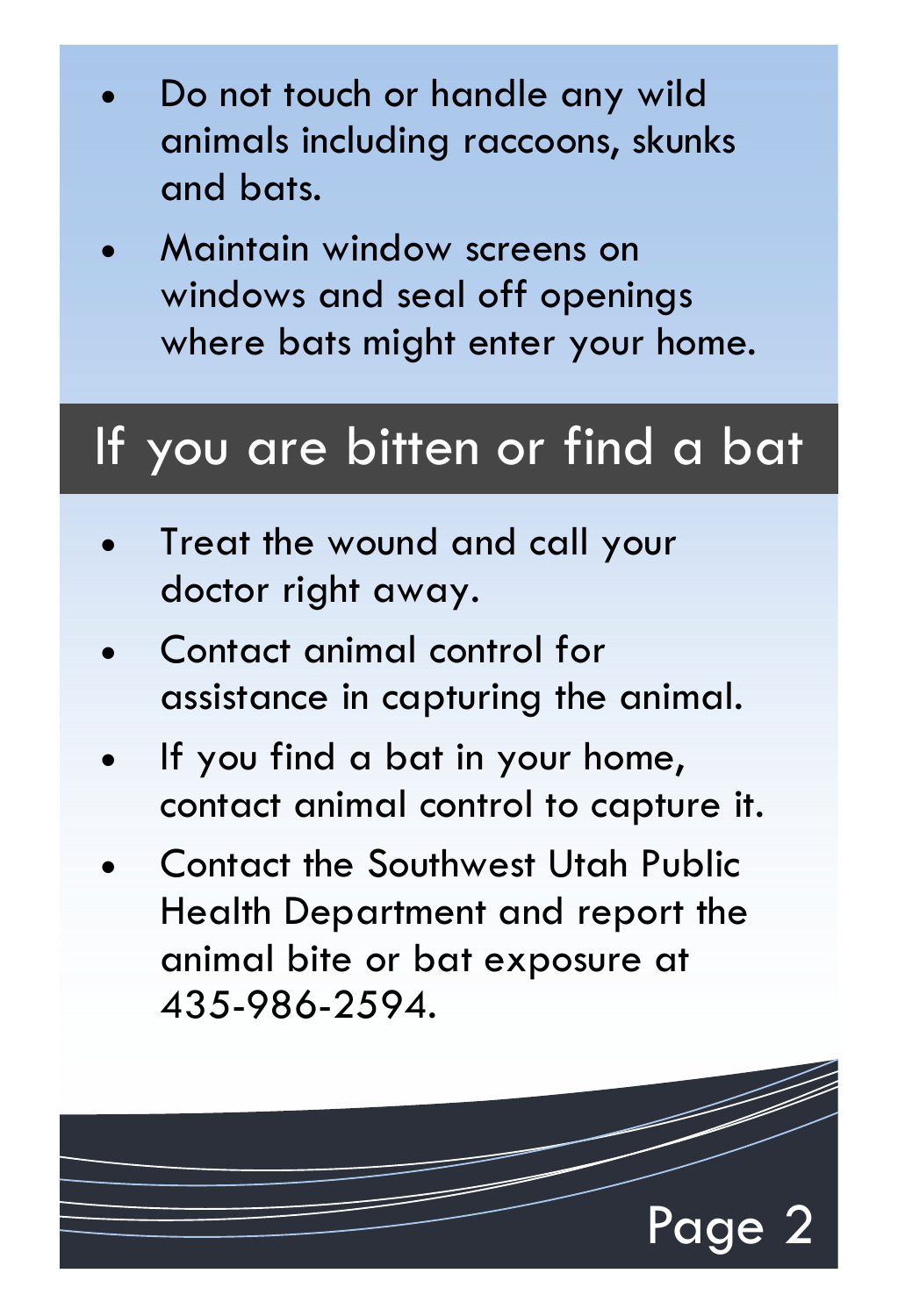- Do not touch or handle any wild animals including raccoons, skunks and bats.
- Maintain window screens on windows and seal off openings where bats might enter your home.

## If you are bitten or find a bat

- Treat the wound and call your doctor right away.
- Contact animal control for assistance in capturing the animal.
- If you find a bat in your home, contact animal control to capture it.
- Contact the Southwest Utah Public Health Department and report the animal bite or bat exposure at 435-986-2594.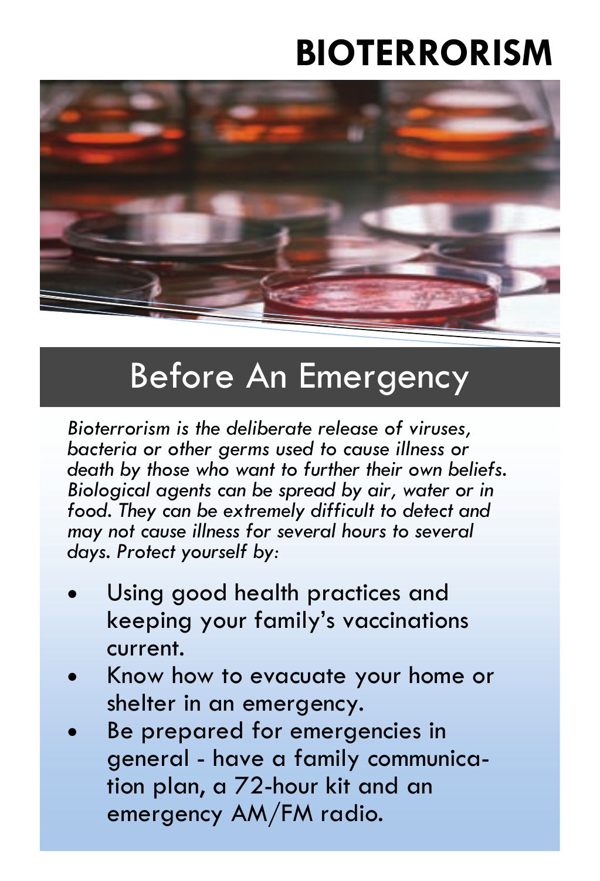# BIOTERRORISM

## Before An Emergency

*Bioterrorism is the deliberate release of viruses, bacteria or other germs used to cause illness or death by those who want to further their own beliefs. Biological agents can be spread by air, water or in food. They can be extremely difficult to detect and may not cause illness for several hours to several days. Protect yourself by:*

- Using good health practices and keeping your family's vaccinations current.
- Know how to evacuate your home or shelter in an emergency.
- Be prepared for emergencies in general - have a family communication plan, a 72-hour kit and an emergency AM/FM radio.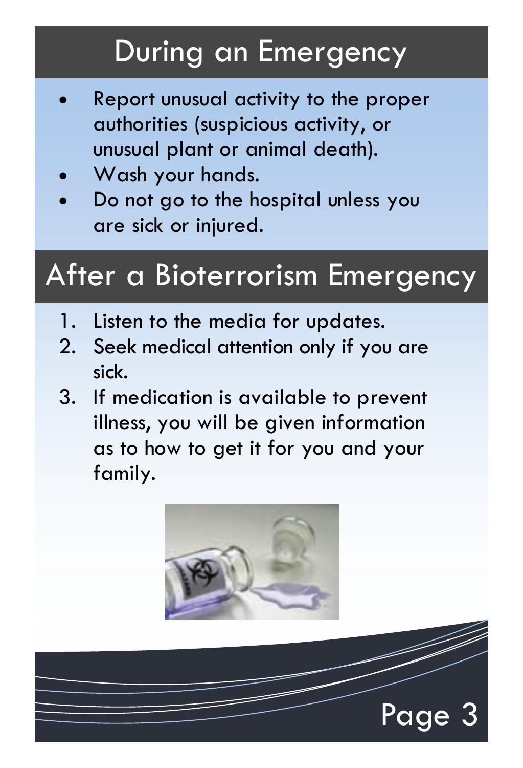## During an Emergency

- Report unusual activity to the proper authorities (suspicious activity, or unusual plant or animal death).
- Wash your hands.
- Do not go to the hospital unless you are sick or injured.

## After a Bioterrorism Emergency

1. Listen to the media for updates.
2. Seek medical attention only if you are sick.
3. If medication is available to prevent illness, you will be given information as to how to get it for you and your family.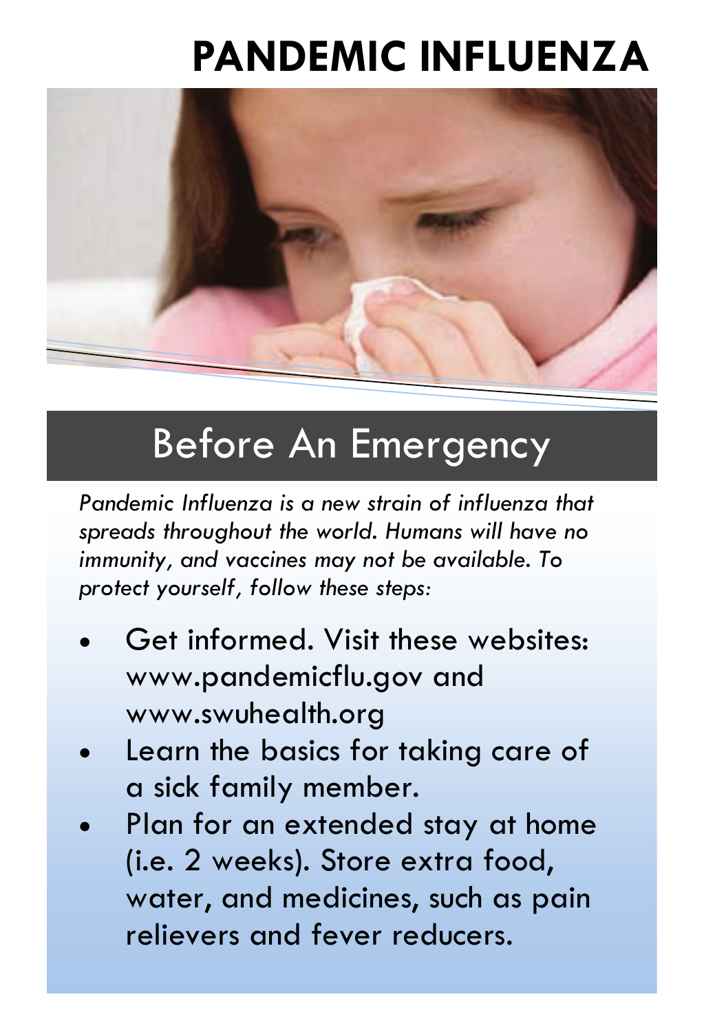# PANDEMIC INFLUENZA

## Before An Emergency

*Pandemic Influenza is a new strain of influenza that spreads throughout the world. Humans will have no immunity, and vaccines may not be available. To protect yourself, follow these steps:*

- Get informed. Visit these websites: www.pandemicflu.gov and www.swuhealth.org
- Learn the basics for taking care of a sick family member.
- Plan for an extended stay at home (i.e. 2 weeks). Store extra food, water, and medicines, such as pain relievers and fever reducers.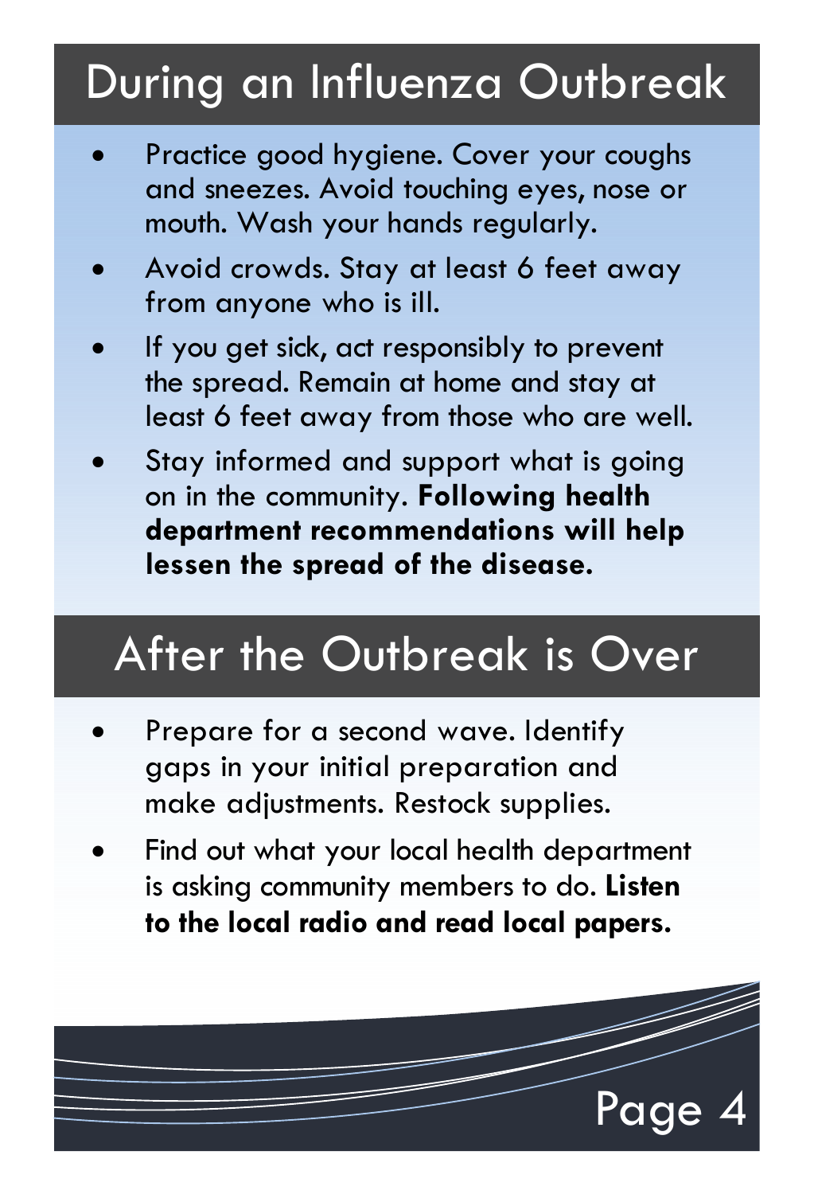## During an Influenza Outbreak

- Practice good hygiene. Cover your coughs and sneezes. Avoid touching eyes, nose or mouth. Wash your hands regularly.
- Avoid crowds. Stay at least 6 feet away from anyone who is ill.
- If you get sick, act responsibly to prevent the spread. Remain at home and stay at least 6 feet away from those who are well.
- Stay informed and support what is going on in the community. **Following health department recommendations will help lessen the spread of the disease.**

## After the Outbreak is Over

- Prepare for a second wave. Identify gaps in your initial preparation and make adjustments. Restock supplies.
- Find out what your local health department is asking community members to do. **Listen to the local radio and read local papers.**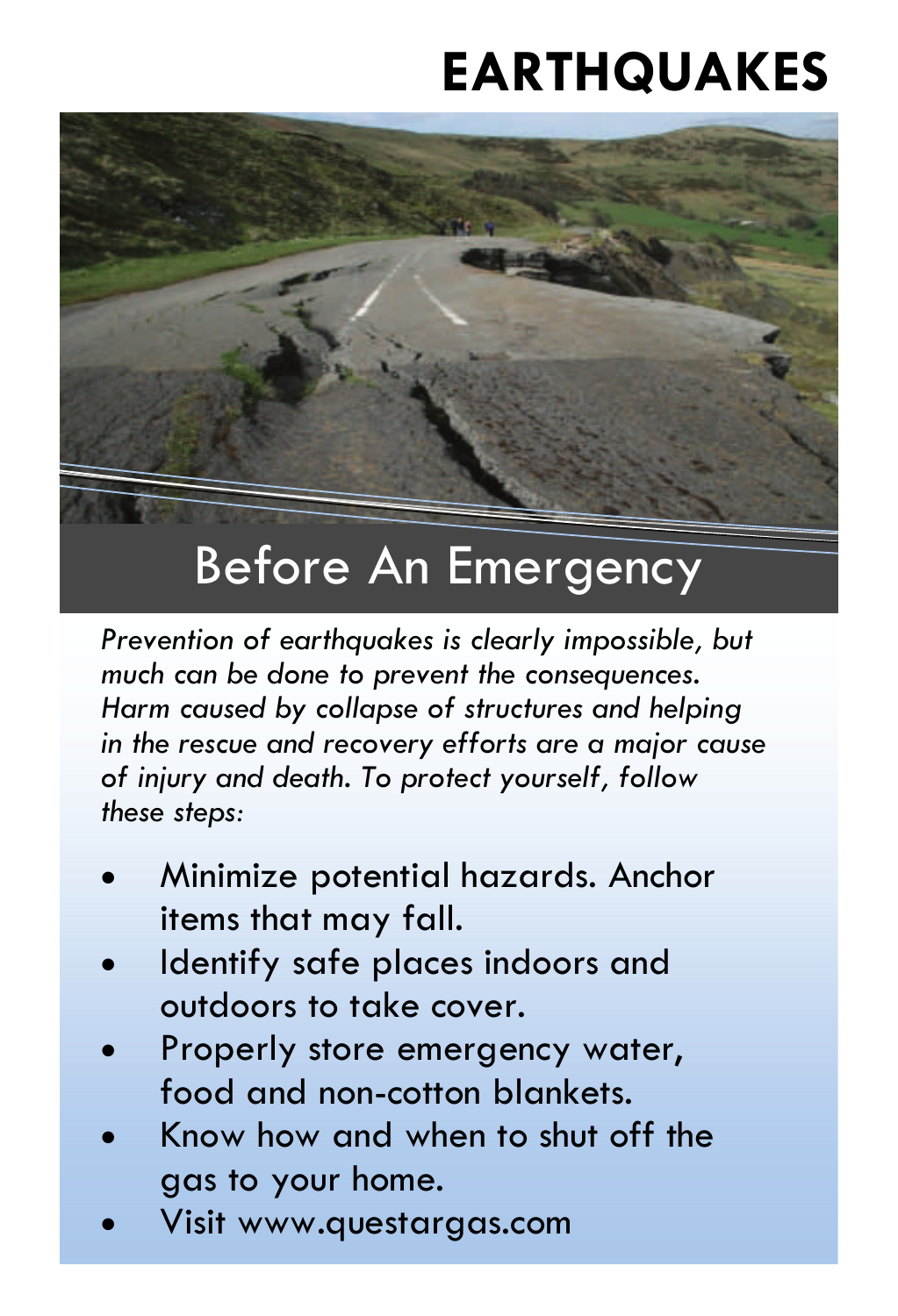# EARTHQUAKES

## Before An Emergency

*Prevention of earthquakes is clearly impossible, but much can be done to prevent the consequences. Harm caused by collapse of structures and helping in the rescue and recovery efforts are a major cause of injury and death. To protect yourself, follow these steps:*

- Minimize potential hazards. Anchor items that may fall.
- Identify safe places indoors and outdoors to take cover.
- Properly store emergency water, food and non-cotton blankets.
- Know how and when to shut off the gas to your home.
- Visit www.questargas.com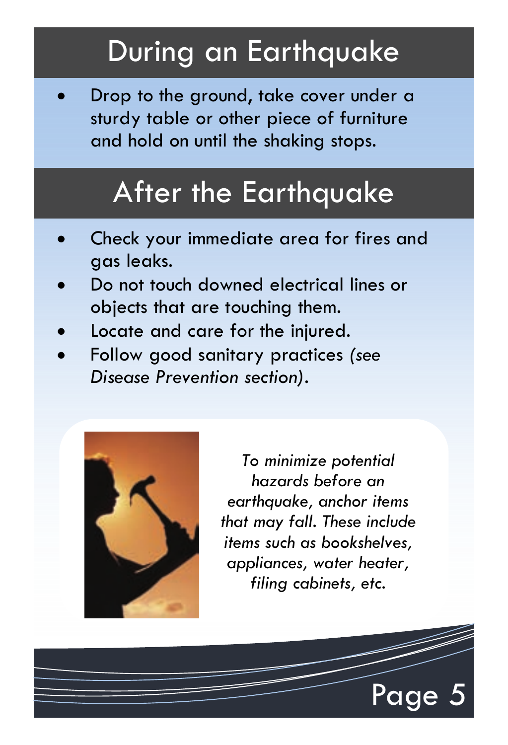## During an Earthquake

- Drop to the ground, take cover under a sturdy table or other piece of furniture and hold on until the shaking stops.

## After the Earthquake

- Check your immediate area for fires and gas leaks.
- Do not touch downed electrical lines or objects that are touching them.
- Locate and care for the injured.
- Follow good sanitary practices *(see Disease Prevention section)*.

*To minimize potential hazards before an earthquake, anchor items that may fall. These include items such as bookshelves, appliances, water heater, filing cabinets, etc.*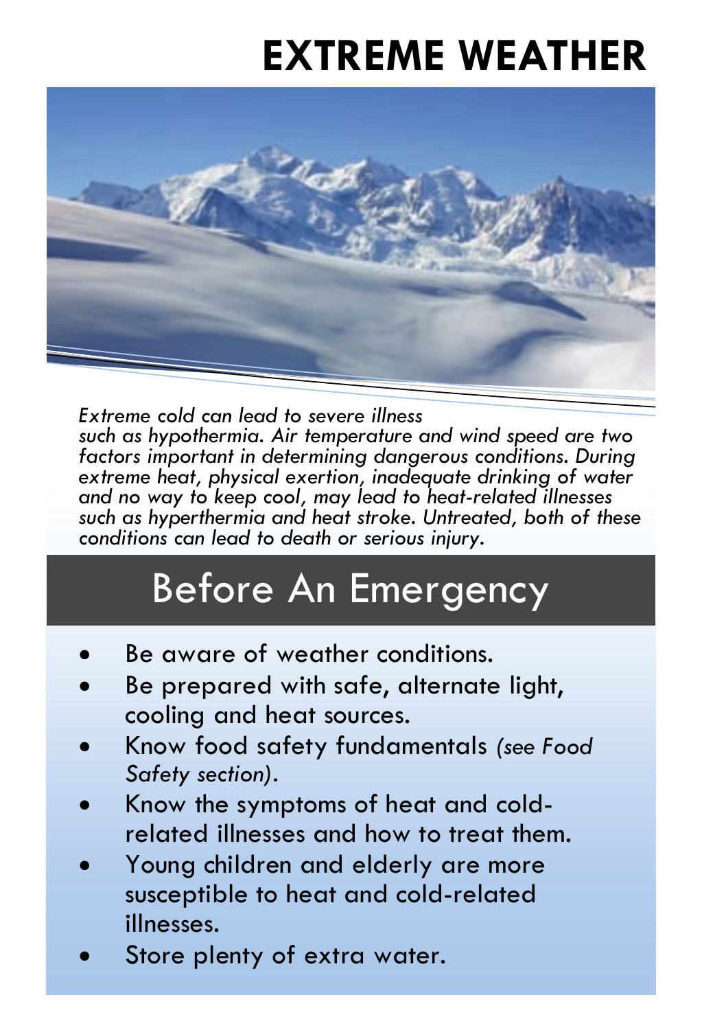# EXTREME WEATHER

*Extreme cold can lead to severe illness such as hypothermia. Air temperature and wind speed are two factors important in determining dangerous conditions. During extreme heat, physical exertion, inadequate drinking of water and no way to keep cool, may lead to heat-related illnesses such as hyperthermia and heat stroke. Untreated, both of these conditions can lead to death or serious injury.*

## Before An Emergency

- Be aware of weather conditions.
- Be prepared with safe, alternate light, cooling and heat sources.
- Know food safety fundamentals *(see Food Safety section)*.
- Know the symptoms of heat and cold-related illnesses and how to treat them.
- Young children and elderly are more susceptible to heat and cold-related illnesses.
- Store plenty of extra water.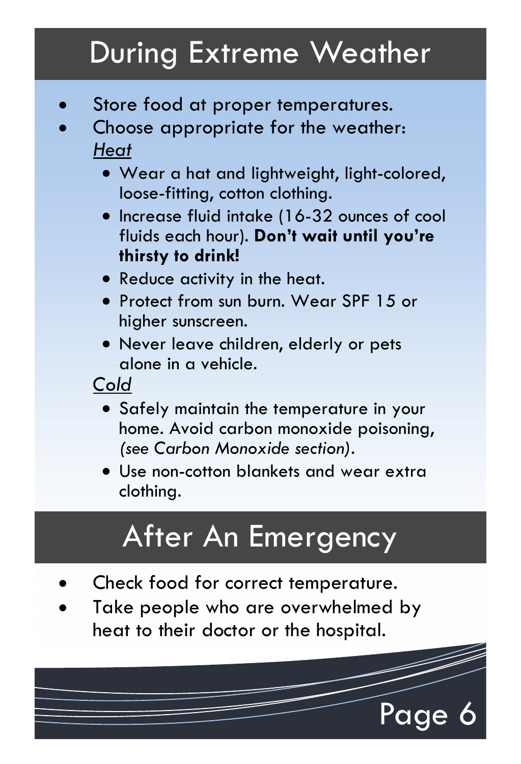# During Extreme Weather

- Store food at proper temperatures.
- Choose appropriate for the weather:

  *Heat*

  - Wear a hat and lightweight, light-colored, loose-fitting, cotton clothing.
  - Increase fluid intake (16-32 ounces of cool fluids each hour). **Don't wait until you're thirsty to drink!**
  - Reduce activity in the heat.
  - Protect from sun burn. Wear SPF 15 or higher sunscreen.
  - Never leave children, elderly or pets alone in a vehicle.

  *Cold*

  - Safely maintain the temperature in your home. Avoid carbon monoxide poisoning, *(see Carbon Monoxide section)*.
  - Use non-cotton blankets and wear extra clothing.

# After An Emergency

- Check food for correct temperature.
- Take people who are overwhelmed by heat to their doctor or the hospital.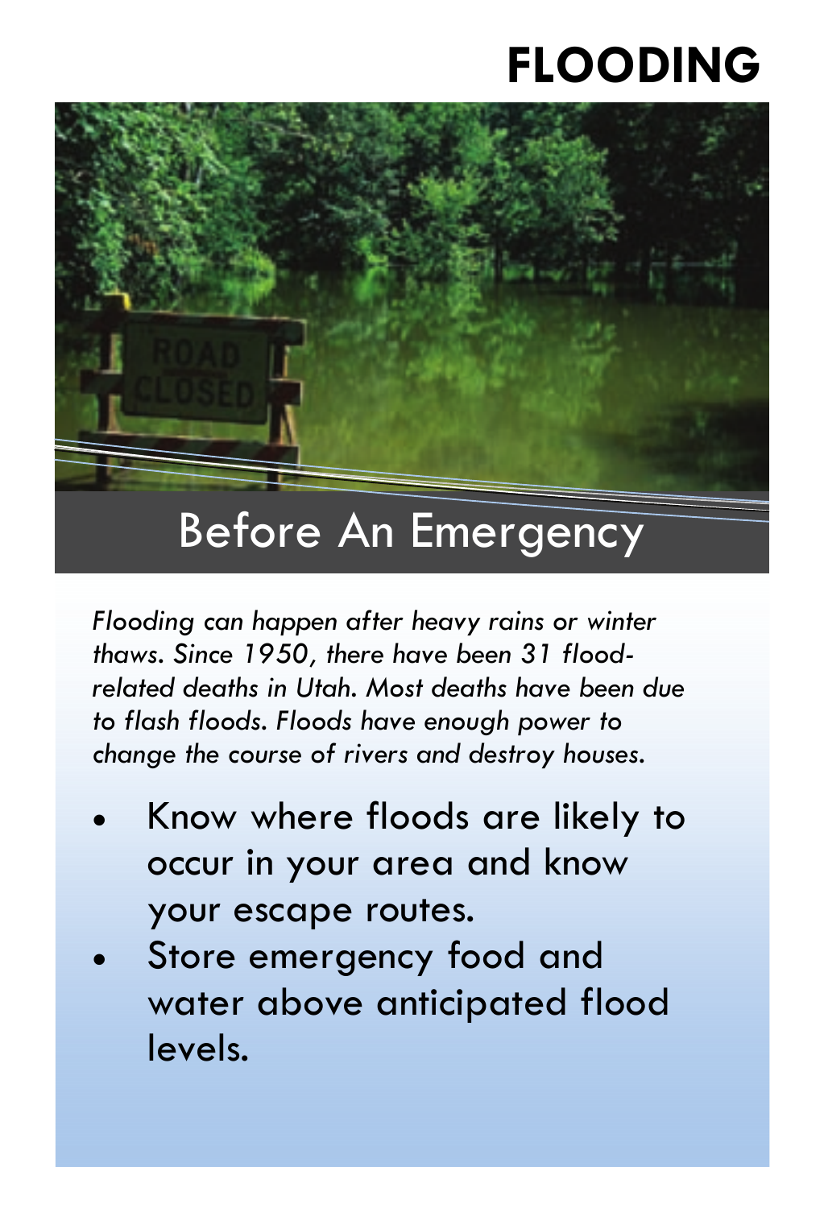# FLOODING

## Before An Emergency

*Flooding can happen after heavy rains or winter thaws. Since 1950, there have been 31 flood-related deaths in Utah. Most deaths have been due to flash floods. Floods have enough power to change the course of rivers and destroy houses.*

- Know where floods are likely to occur in your area and know your escape routes.
- Store emergency food and water above anticipated flood levels.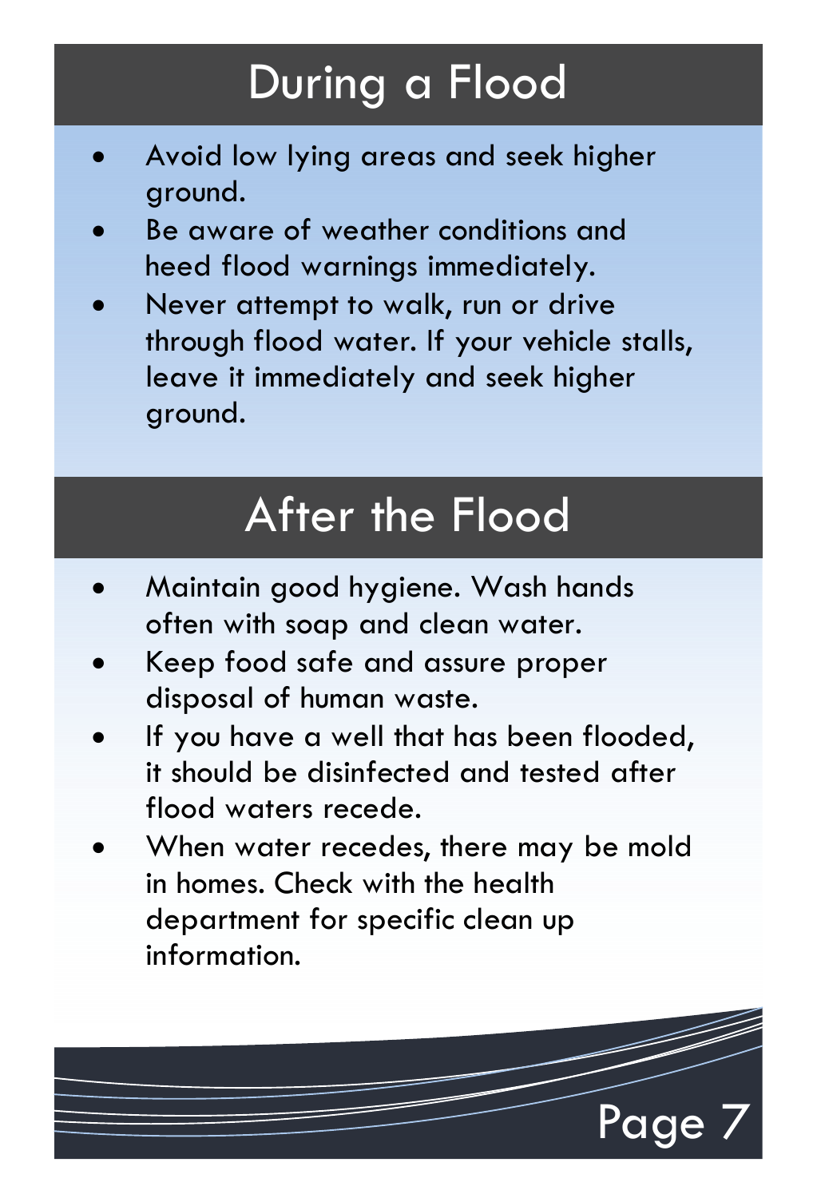# During a Flood

- Avoid low lying areas and seek higher ground.
- Be aware of weather conditions and heed flood warnings immediately.
- Never attempt to walk, run or drive through flood water. If your vehicle stalls, leave it immediately and seek higher ground.

# After the Flood

- Maintain good hygiene. Wash hands often with soap and clean water.
- Keep food safe and assure proper disposal of human waste.
- If you have a well that has been flooded, it should be disinfected and tested after flood waters recede.
- When water recedes, there may be mold in homes. Check with the health department for specific clean up information.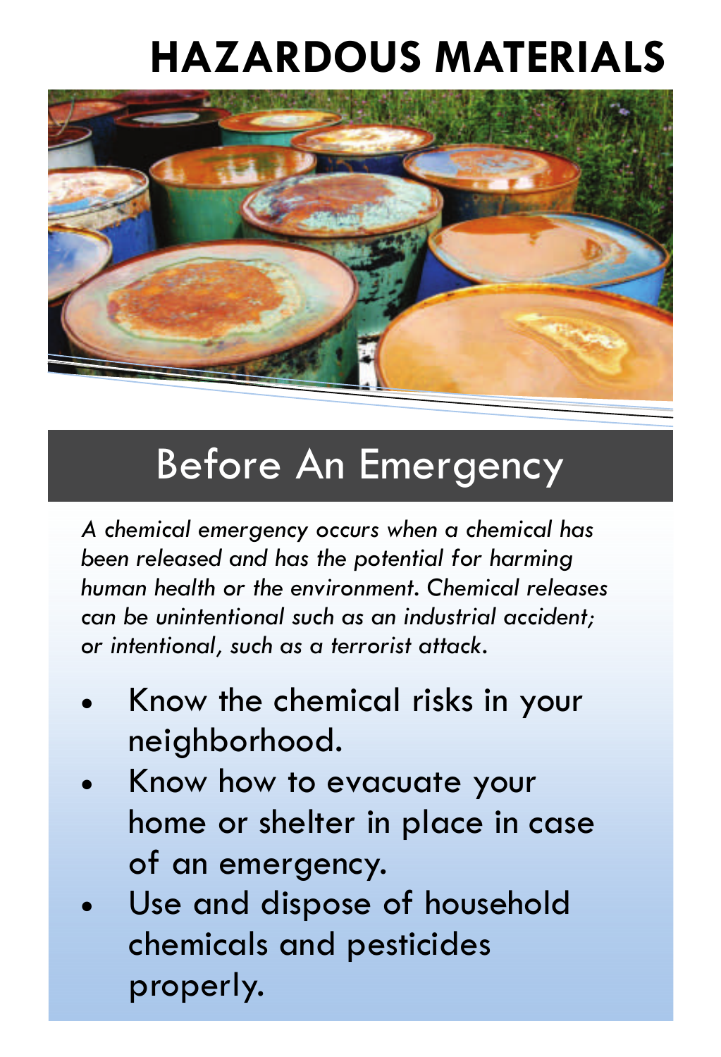# HAZARDOUS MATERIALS

## Before An Emergency

*A chemical emergency occurs when a chemical has been released and has the potential for harming human health or the environment. Chemical releases can be unintentional such as an industrial accident; or intentional, such as a terrorist attack.*

- Know the chemical risks in your neighborhood.
- Know how to evacuate your home or shelter in place in case of an emergency.
- Use and dispose of household chemicals and pesticides properly.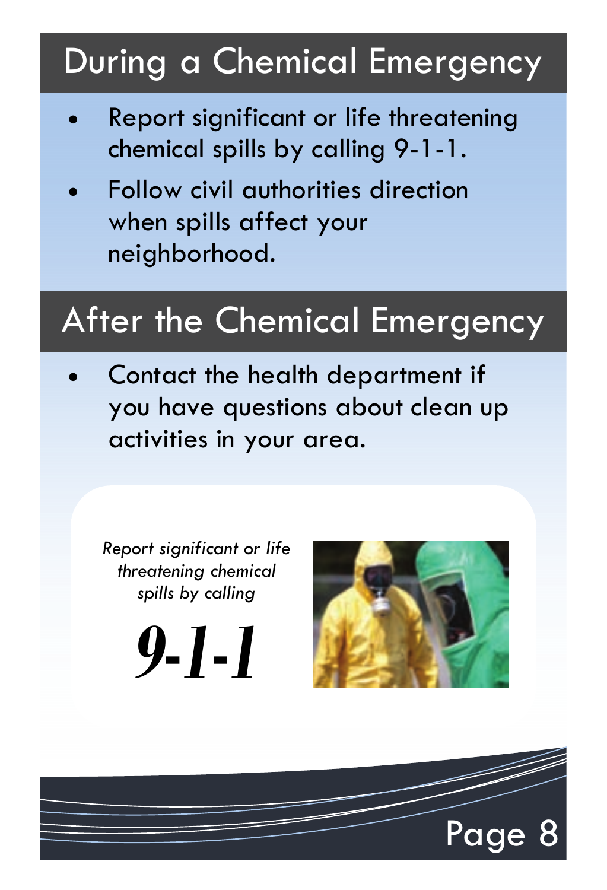## During a Chemical Emergency

- Report significant or life threatening chemical spills by calling 9-1-1.
- Follow civil authorities direction when spills affect your neighborhood.

## After the Chemical Emergency

- Contact the health department if you have questions about clean up activities in your area.

*Report significant or life threatening chemical spills by calling*

***9-1-1***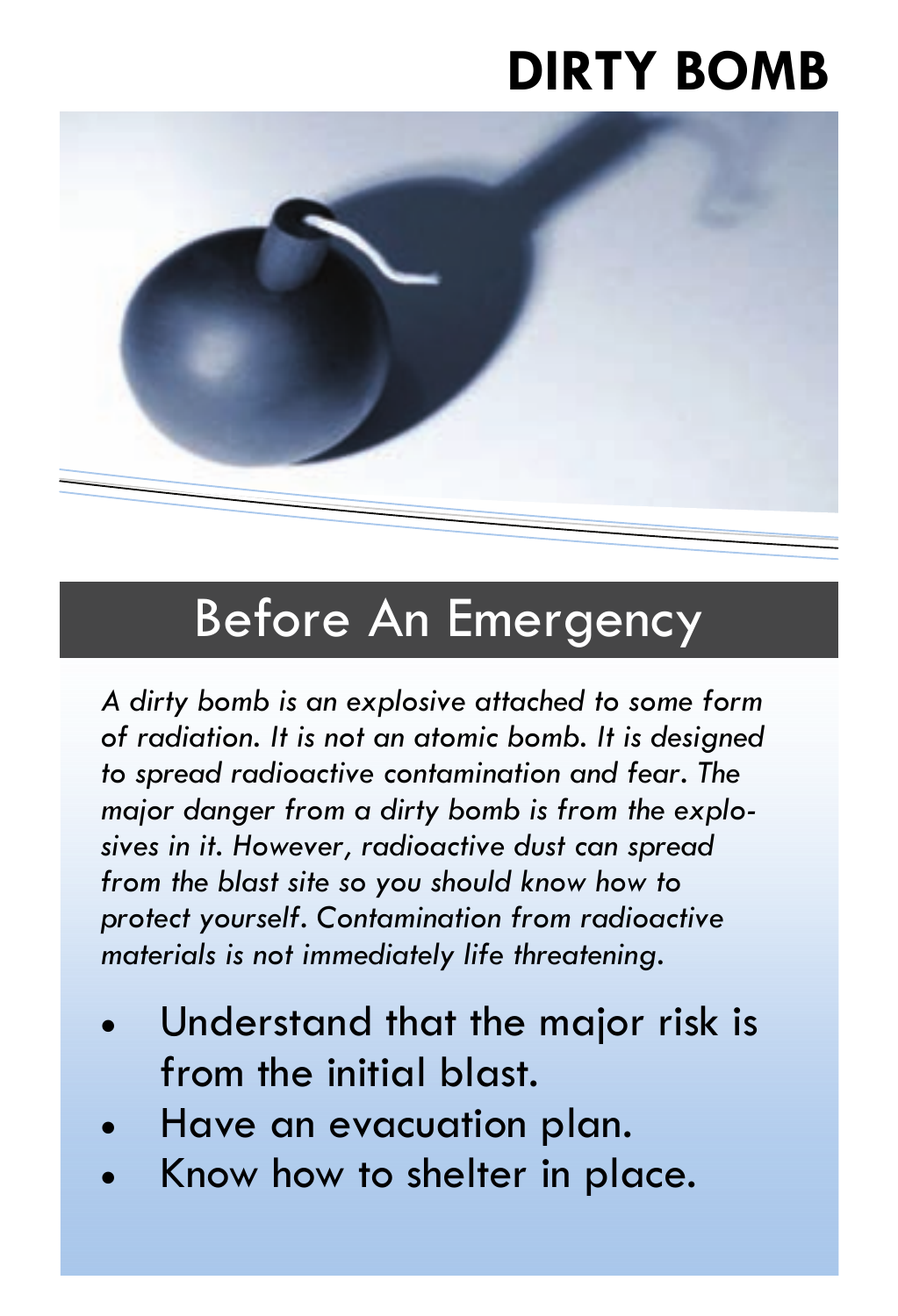# DIRTY BOMB

## Before An Emergency

*A dirty bomb is an explosive attached to some form of radiation. It is not an atomic bomb. It is designed to spread radioactive contamination and fear. The major danger from a dirty bomb is from the explosives in it. However, radioactive dust can spread from the blast site so you should know how to protect yourself. Contamination from radioactive materials is not immediately life threatening.*

- Understand that the major risk is from the initial blast.
- Have an evacuation plan.
- Know how to shelter in place.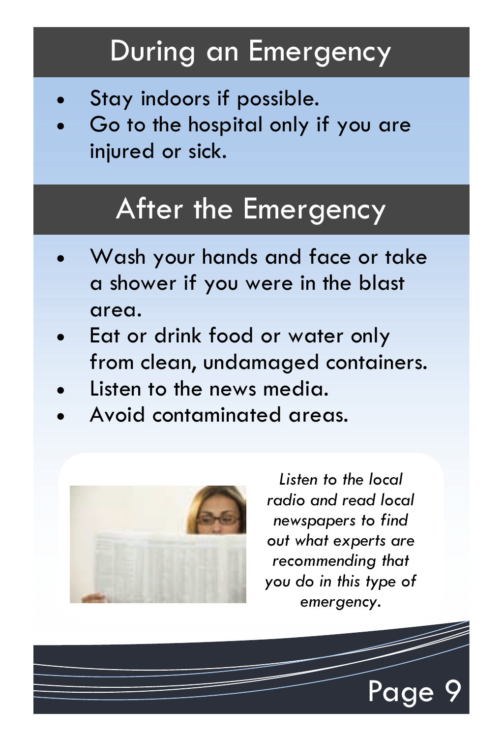# During an Emergency

- Stay indoors if possible.
- Go to the hospital only if you are injured or sick.

# After the Emergency

- Wash your hands and face or take a shower if you were in the blast area.
- Eat or drink food or water only from clean, undamaged containers.
- Listen to the news media.
- Avoid contaminated areas.

*Listen to the local radio and read local newspapers to find out what experts are recommending that you do in this type of emergency.*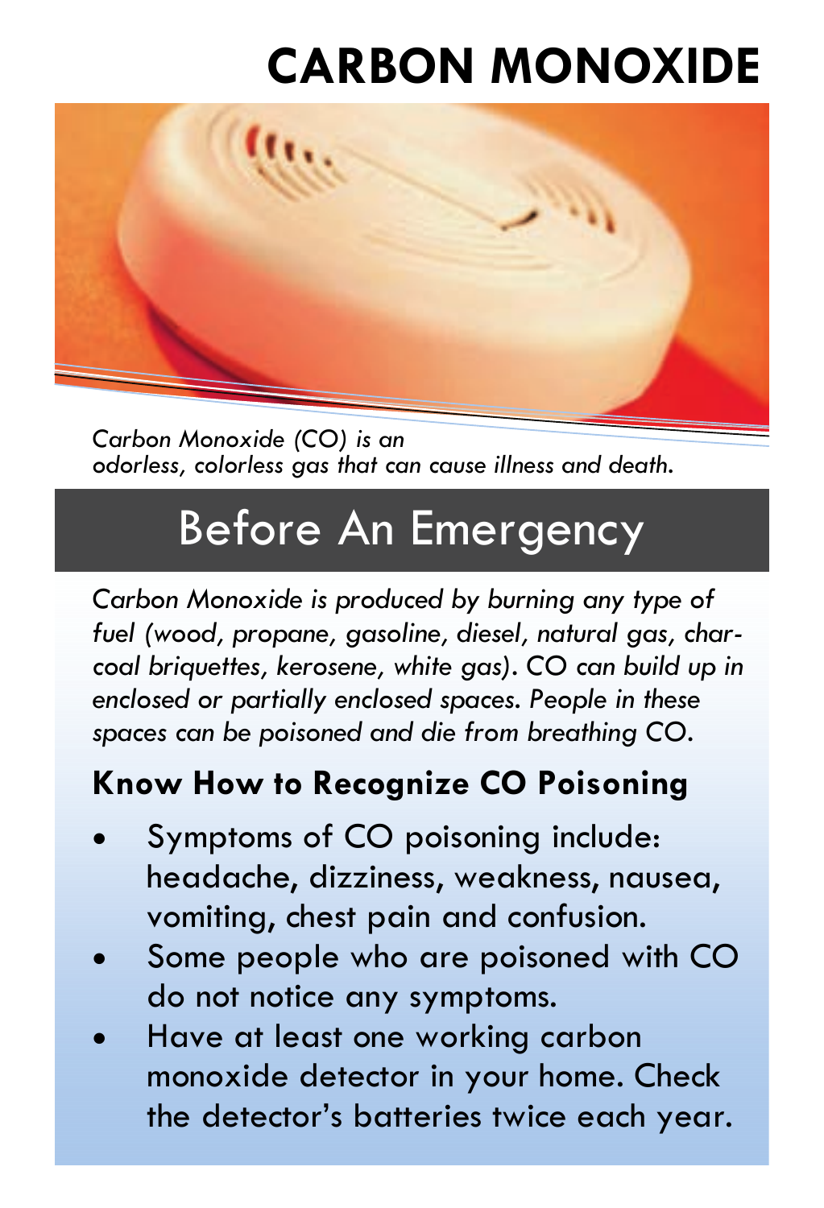# CARBON MONOXIDE

*Carbon Monoxide (CO) is an odorless, colorless gas that can cause illness and death.*

## Before An Emergency

*Carbon Monoxide is produced by burning any type of fuel (wood, propane, gasoline, diesel, natural gas, charcoal briquettes, kerosene, white gas). CO can build up in enclosed or partially enclosed spaces. People in these spaces can be poisoned and die from breathing CO.*

### Know How to Recognize CO Poisoning

- Symptoms of CO poisoning include: headache, dizziness, weakness, nausea, vomiting, chest pain and confusion.
- Some people who are poisoned with CO do not notice any symptoms.
- Have at least one working carbon monoxide detector in your home. Check the detector's batteries twice each year.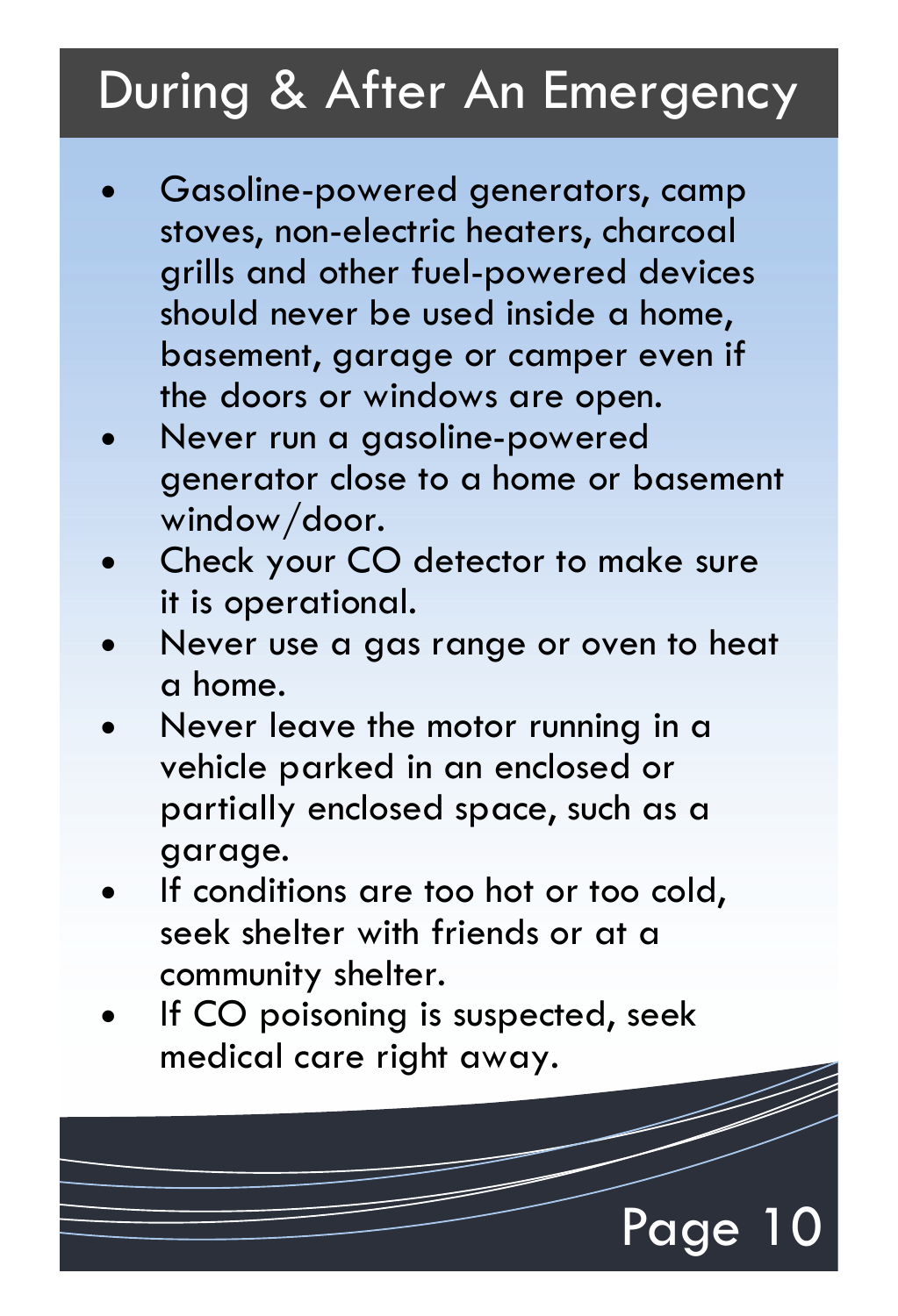# During & After An Emergency

- Gasoline-powered generators, camp stoves, non-electric heaters, charcoal grills and other fuel-powered devices should never be used inside a home, basement, garage or camper even if the doors or windows are open.
- Never run a gasoline-powered generator close to a home or basement window/door.
- Check your CO detector to make sure it is operational.
- Never use a gas range or oven to heat a home.
- Never leave the motor running in a vehicle parked in an enclosed or partially enclosed space, such as a garage.
- If conditions are too hot or too cold, seek shelter with friends or at a community shelter.
- If CO poisoning is suspected, seek medical care right away.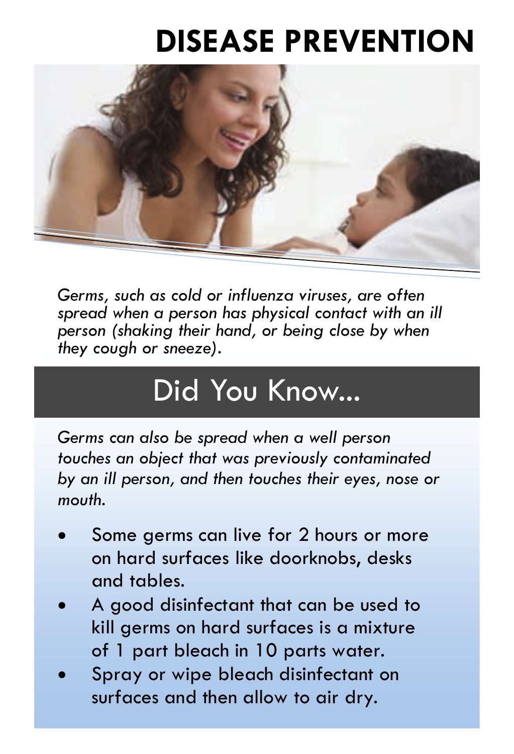# DISEASE PREVENTION

*Germs, such as cold or influenza viruses, are often spread when a person has physical contact with an ill person (shaking their hand, or being close by when they cough or sneeze).*

## Did You Know...

*Germs can also be spread when a well person touches an object that was previously contaminated by an ill person, and then touches their eyes, nose or mouth.*

- Some germs can live for 2 hours or more on hard surfaces like doorknobs, desks and tables.
- A good disinfectant that can be used to kill germs on hard surfaces is a mixture of 1 part bleach in 10 parts water.
- Spray or wipe bleach disinfectant on surfaces and then allow to air dry.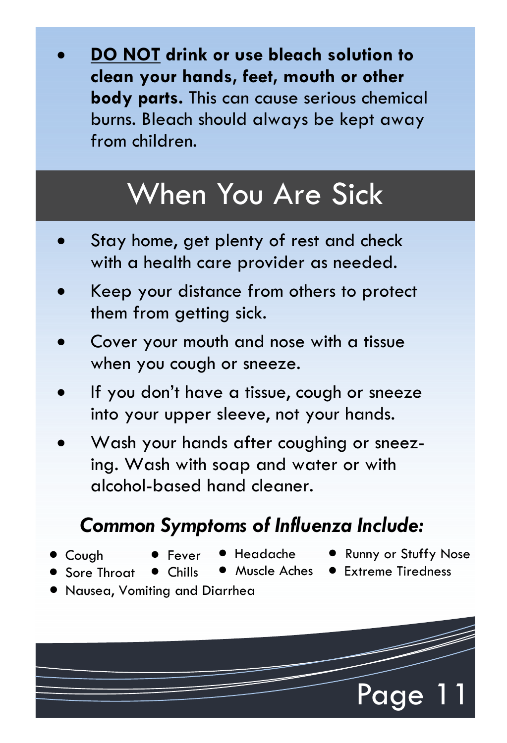- **DO NOT drink or use bleach solution to clean your hands, feet, mouth or other body parts.** This can cause serious chemical burns. Bleach should always be kept away from children.

# When You Are Sick

- Stay home, get plenty of rest and check with a health care provider as needed.
- Keep your distance from others to protect them from getting sick.
- Cover your mouth and nose with a tissue when you cough or sneeze.
- If you don't have a tissue, cough or sneeze into your upper sleeve, not your hands.
- Wash your hands after coughing or sneezing. Wash with soap and water or with alcohol-based hand cleaner.

### *Common Symptoms of Influenza Include:*

- Cough
- Sore Throat
- Fever
- Chills
- Headache
- Muscle Aches
- Runny or Stuffy Nose
- Extreme Tiredness
- Nausea, Vomiting and Diarrhea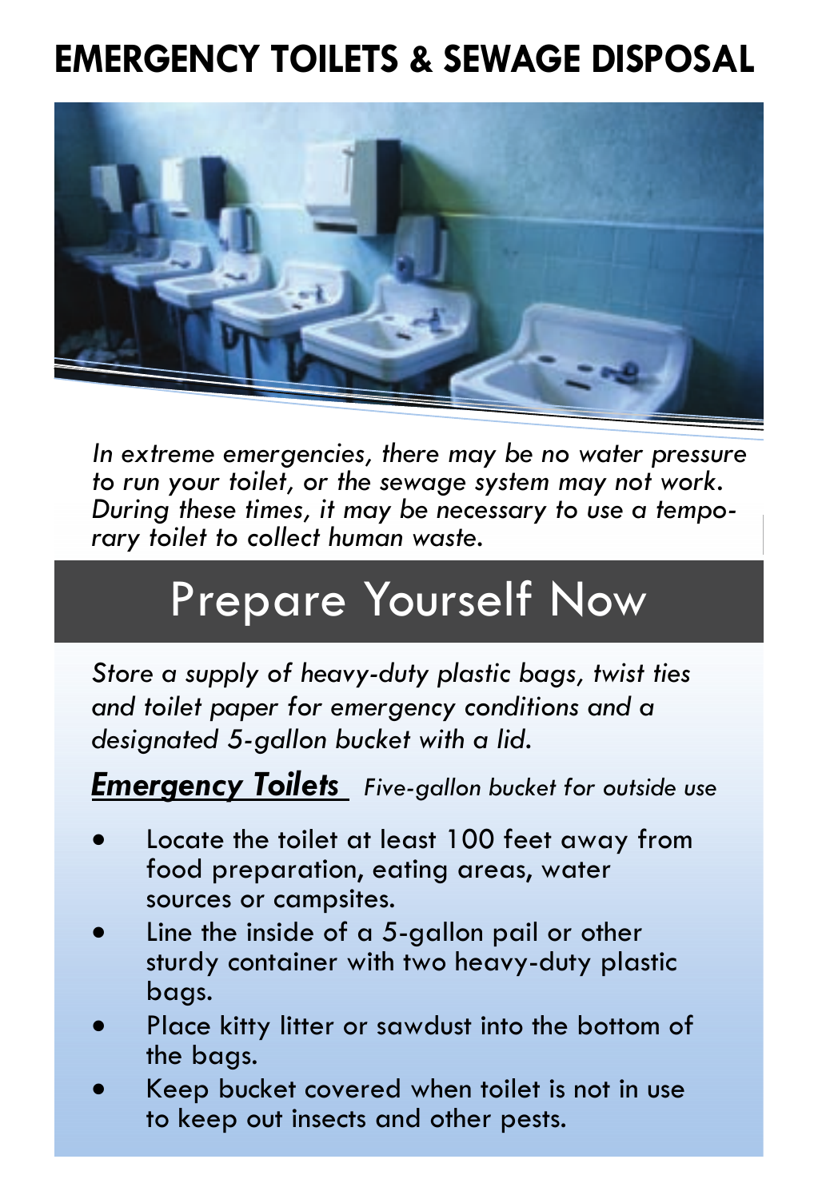# EMERGENCY TOILETS & SEWAGE DISPOSAL

*In extreme emergencies, there may be no water pressure to run your toilet, or the sewage system may not work. During these times, it may be necessary to use a temporary toilet to collect human waste.*

## Prepare Yourself Now

*Store a supply of heavy-duty plastic bags, twist ties and toilet paper for emergency conditions and a designated 5-gallon bucket with a lid.*

***Emergency Toilets*** *Five-gallon bucket for outside use*

- Locate the toilet at least 100 feet away from food preparation, eating areas, water sources or campsites.
- Line the inside of a 5-gallon pail or other sturdy container with two heavy-duty plastic bags.
- Place kitty litter or sawdust into the bottom of the bags.
- Keep bucket covered when toilet is not in use to keep out insects and other pests.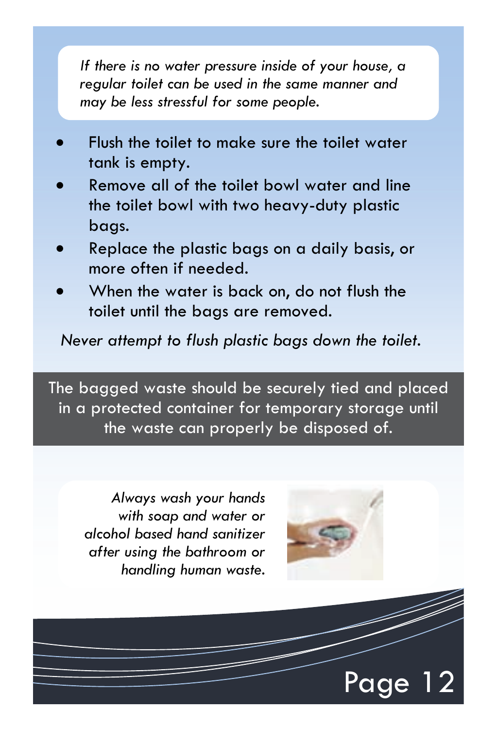*If there is no water pressure inside of your house, a regular toilet can be used in the same manner and may be less stressful for some people.*

- Flush the toilet to make sure the toilet water tank is empty.
- Remove all of the toilet bowl water and line the toilet bowl with two heavy-duty plastic bags.
- Replace the plastic bags on a daily basis, or more often if needed.
- When the water is back on, do not flush the toilet until the bags are removed.

*Never attempt to flush plastic bags down the toilet.*

The bagged waste should be securely tied and placed in a protected container for temporary storage until the waste can properly be disposed of.

*Always wash your hands with soap and water or alcohol based hand sanitizer after using the bathroom or handling human waste.*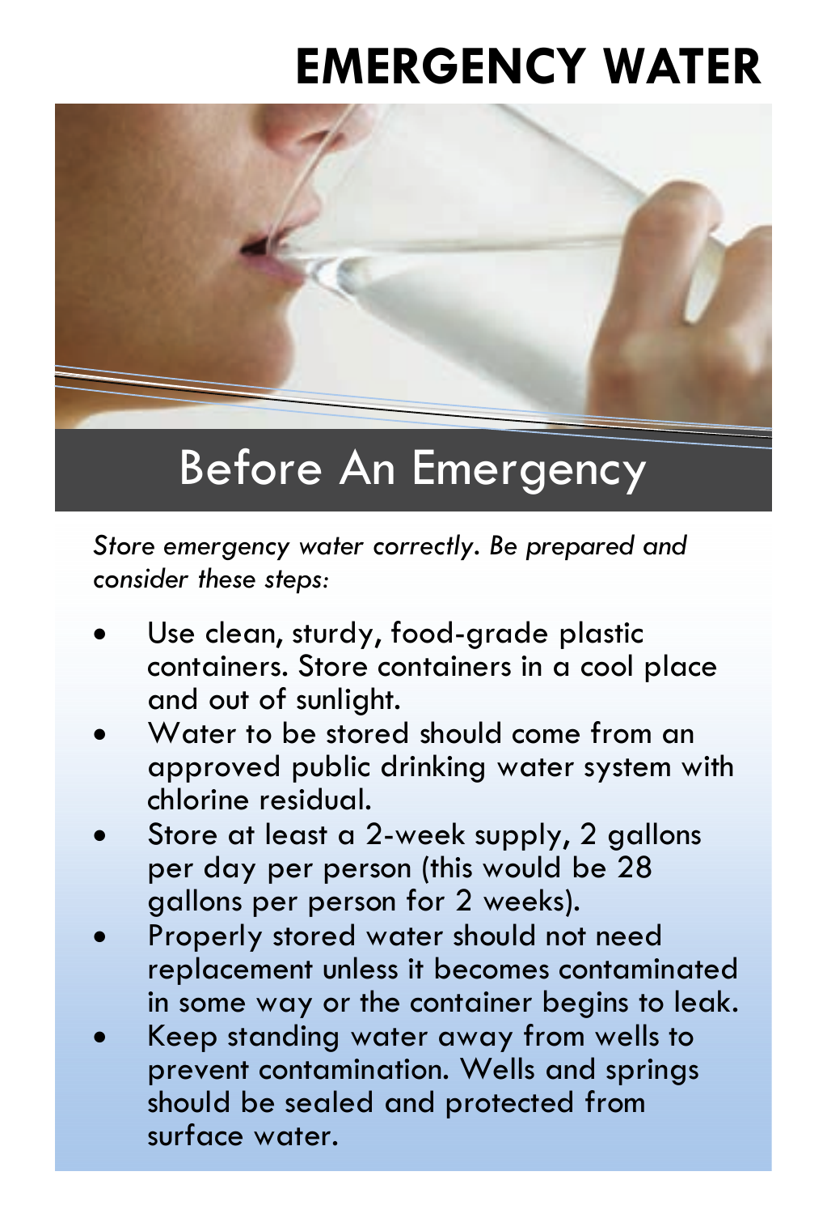# EMERGENCY WATER

## Before An Emergency

*Store emergency water correctly. Be prepared and consider these steps:*

- Use clean, sturdy, food-grade plastic containers. Store containers in a cool place and out of sunlight.
- Water to be stored should come from an approved public drinking water system with chlorine residual.
- Store at least a 2-week supply, 2 gallons per day per person (this would be 28 gallons per person for 2 weeks).
- Properly stored water should not need replacement unless it becomes contaminated in some way or the container begins to leak.
- Keep standing water away from wells to prevent contamination. Wells and springs should be sealed and protected from surface water.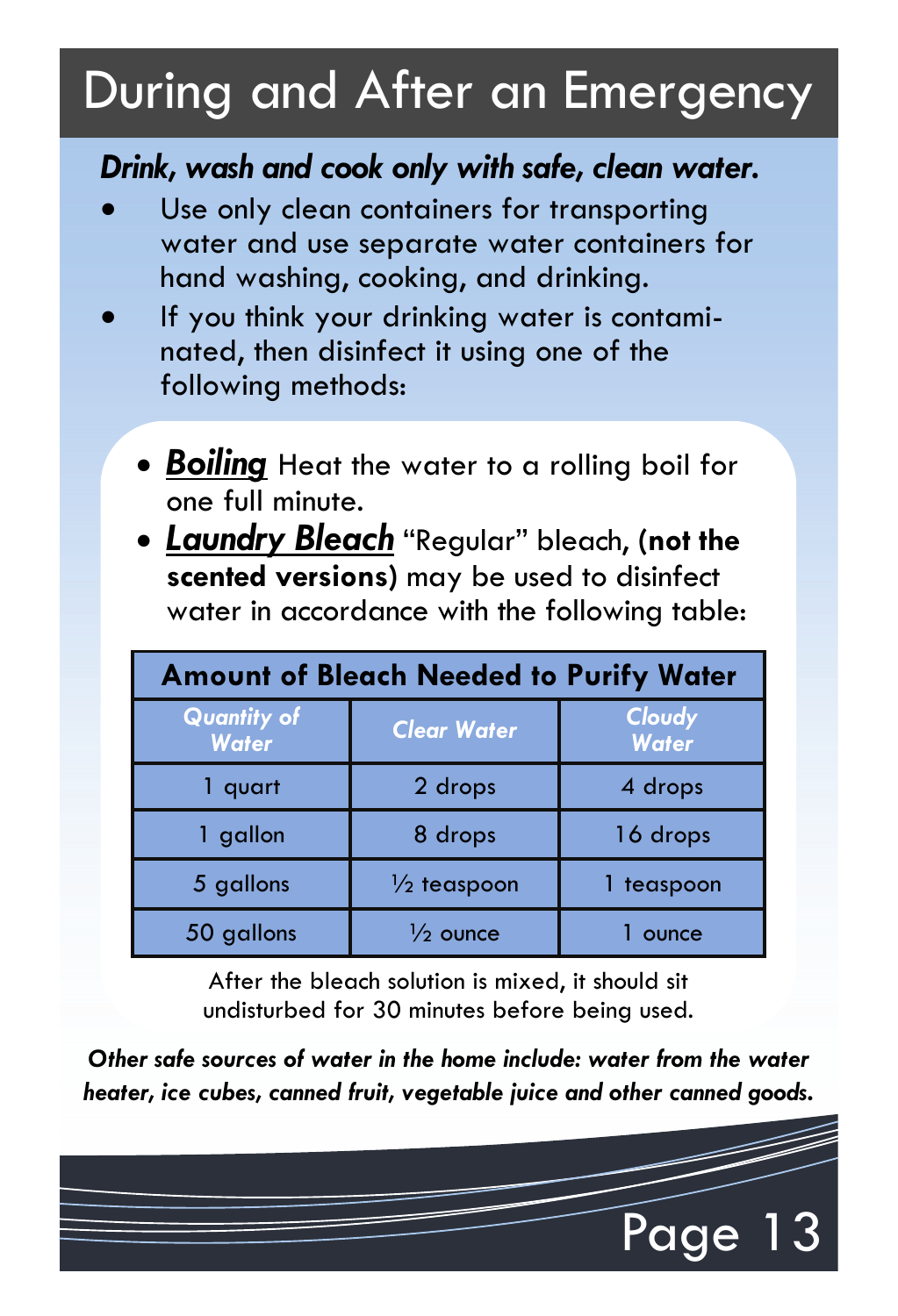# During and After an Emergency

***Drink, wash and cook only with safe, clean water.***

- Use only clean containers for transporting water and use separate water containers for hand washing, cooking, and drinking.
- If you think your drinking water is contaminated, then disinfect it using one of the following methods:
  - ***Boiling*** Heat the water to a rolling boil for one full minute.
  - ***Laundry Bleach*** "Regular" bleach, **(not the scented versions)** may be used to disinfect water in accordance with the following table:

| **Amount of Bleach Needed to Purify Water** | | |
|---|---|---|
| ***Quantity of Water*** | ***Clear Water*** | ***Cloudy Water*** |
| 1 quart | 2 drops | 4 drops |
| 1 gallon | 8 drops | 16 drops |
| 5 gallons | ½ teaspoon | 1 teaspoon |
| 50 gallons | ½ ounce | 1 ounce |

After the bleach solution is mixed, it should sit undisturbed for 30 minutes before being used.

***Other safe sources of water in the home include: water from the water heater, ice cubes, canned fruit, vegetable juice and other canned goods.***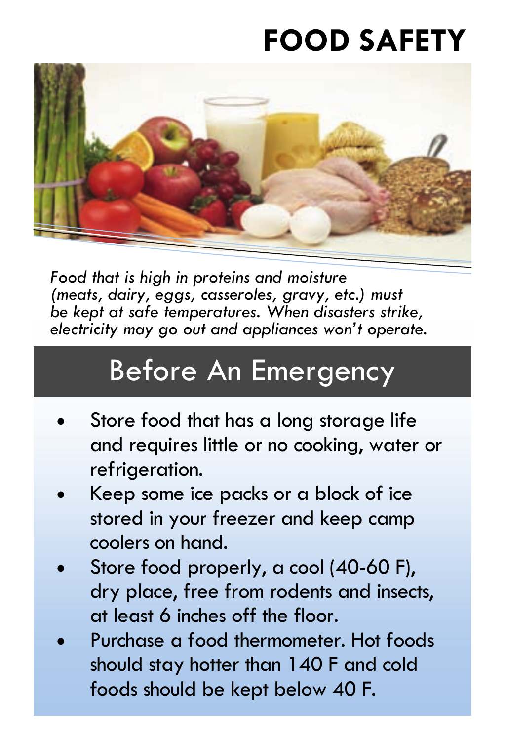# FOOD SAFETY

*Food that is high in proteins and moisture (meats, dairy, eggs, casseroles, gravy, etc.) must be kept at safe temperatures. When disasters strike, electricity may go out and appliances won't operate.*

## Before An Emergency

- Store food that has a long storage life and requires little or no cooking, water or refrigeration.
- Keep some ice packs or a block of ice stored in your freezer and keep camp coolers on hand.
- Store food properly, a cool (40-60 F), dry place, free from rodents and insects, at least 6 inches off the floor.
- Purchase a food thermometer. Hot foods should stay hotter than 140 F and cold foods should be kept below 40 F.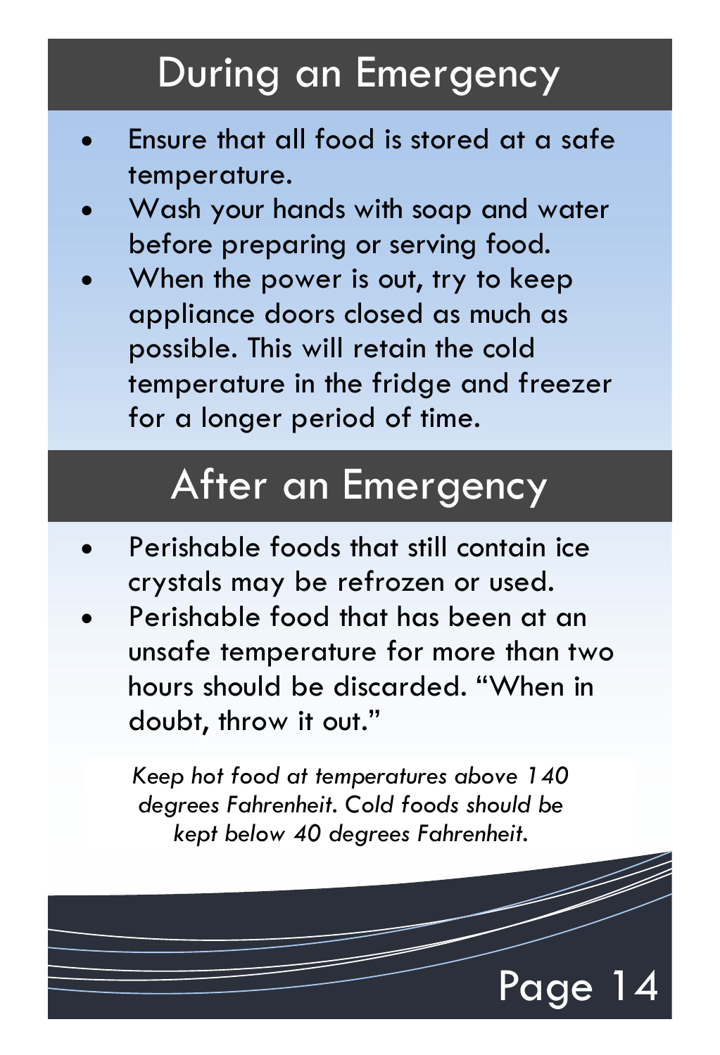# During an Emergency

- Ensure that all food is stored at a safe temperature.
- Wash your hands with soap and water before preparing or serving food.
- When the power is out, try to keep appliance doors closed as much as possible. This will retain the cold temperature in the fridge and freezer for a longer period of time.

# After an Emergency

- Perishable foods that still contain ice crystals may be refrozen or used.
- Perishable food that has been at an unsafe temperature for more than two hours should be discarded. "When in doubt, throw it out."

*Keep hot food at temperatures above 140 degrees Fahrenheit. Cold foods should be kept below 40 degrees Fahrenheit.*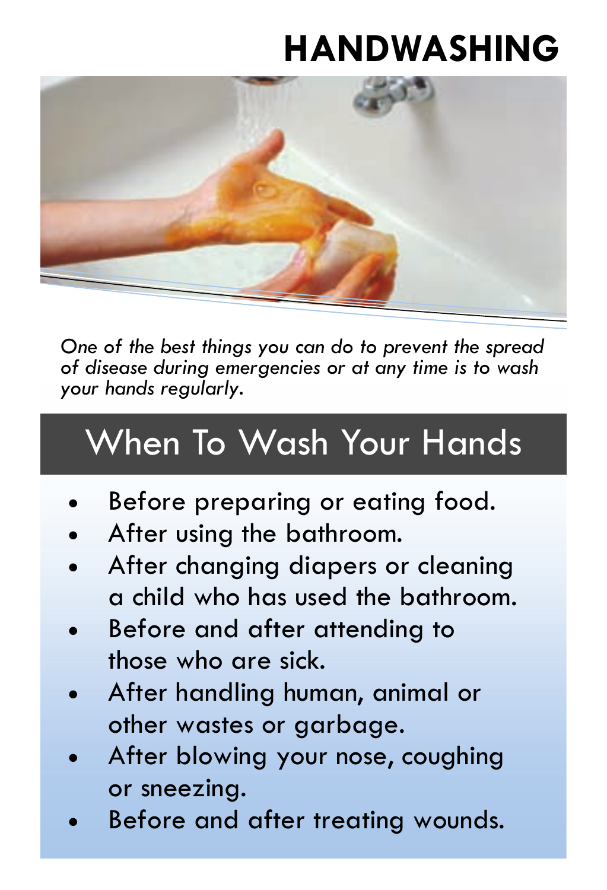# HANDWASHING

*One of the best things you can do to prevent the spread of disease during emergencies or at any time is to wash your hands regularly.*

## When To Wash Your Hands

- Before preparing or eating food.
- After using the bathroom.
- After changing diapers or cleaning a child who has used the bathroom.
- Before and after attending to those who are sick.
- After handling human, animal or other wastes or garbage.
- After blowing your nose, coughing or sneezing.
- Before and after treating wounds.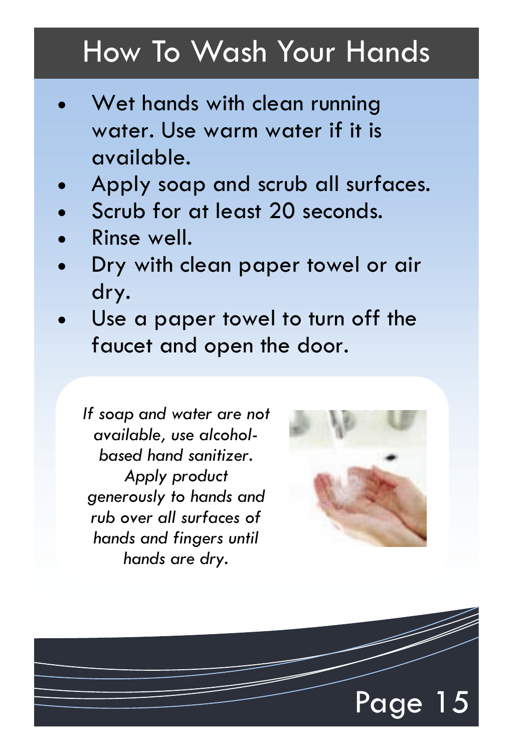# How To Wash Your Hands

- Wet hands with clean running water. Use warm water if it is available.
- Apply soap and scrub all surfaces.
- Scrub for at least 20 seconds.
- Rinse well.
- Dry with clean paper towel or air dry.
- Use a paper towel to turn off the faucet and open the door.

*If soap and water are not available, use alcohol-based hand sanitizer. Apply product generously to hands and rub over all surfaces of hands and fingers until hands are dry.*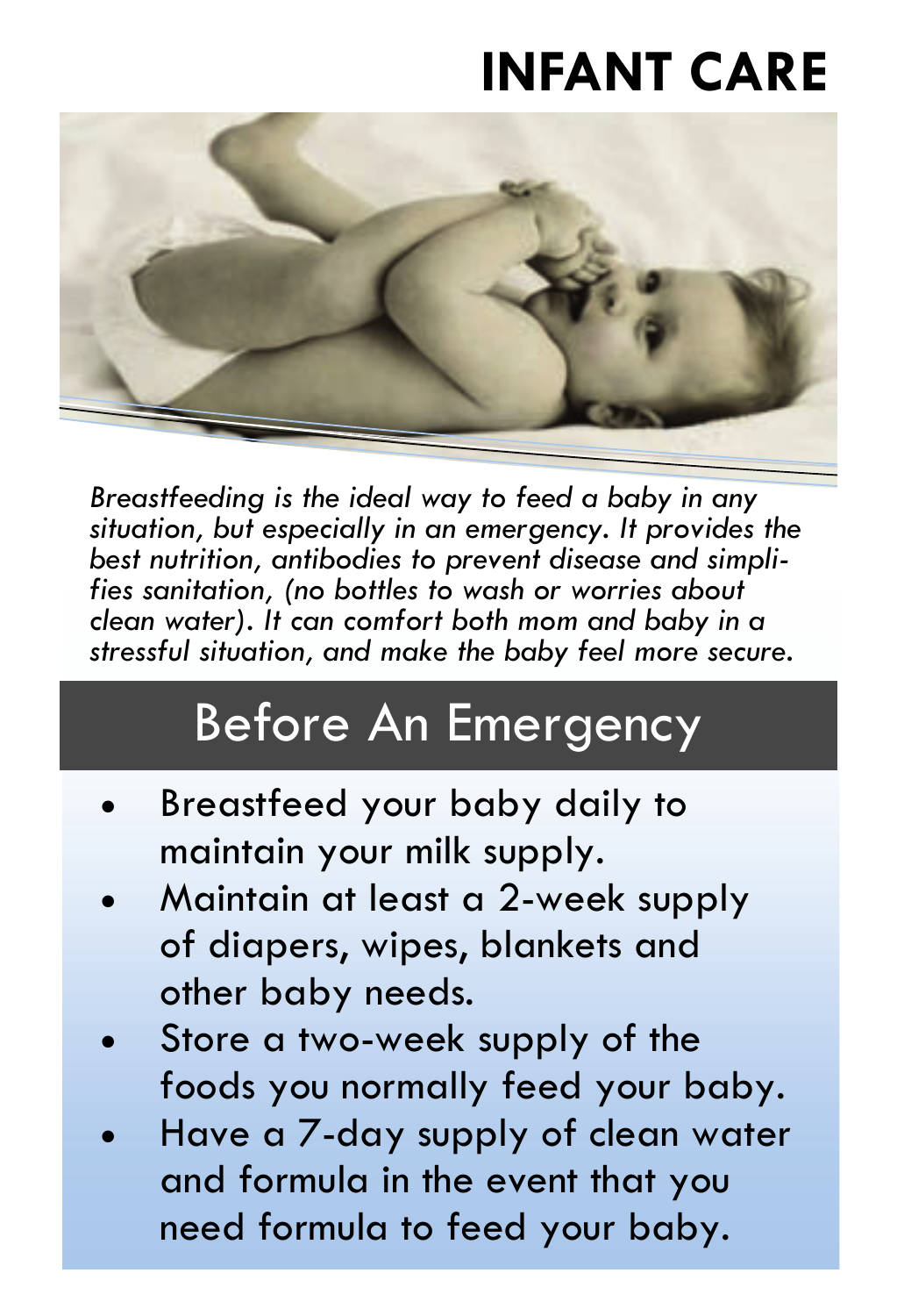# INFANT CARE

*Breastfeeding is the ideal way to feed a baby in any situation, but especially in an emergency. It provides the best nutrition, antibodies to prevent disease and simplifies sanitation, (no bottles to wash or worries about clean water). It can comfort both mom and baby in a stressful situation, and make the baby feel more secure.*

## Before An Emergency

- Breastfeed your baby daily to maintain your milk supply.
- Maintain at least a 2-week supply of diapers, wipes, blankets and other baby needs.
- Store a two-week supply of the foods you normally feed your baby.
- Have a 7-day supply of clean water and formula in the event that you need formula to feed your baby.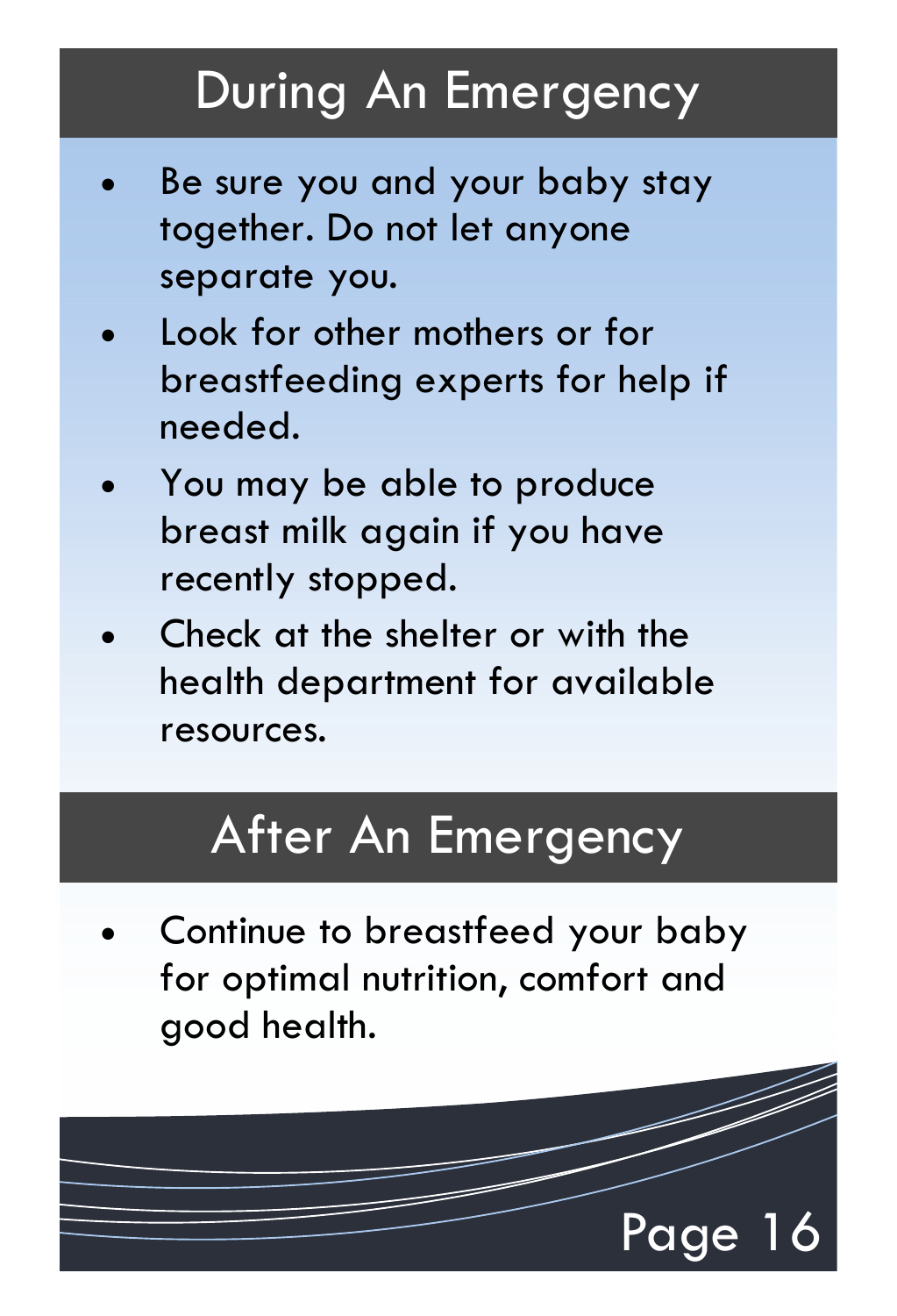## During An Emergency

- Be sure you and your baby stay together. Do not let anyone separate you.
- Look for other mothers or for breastfeeding experts for help if needed.
- You may be able to produce breast milk again if you have recently stopped.
- Check at the shelter or with the health department for available resources.

## After An Emergency

- Continue to breastfeed your baby for optimal nutrition, comfort and good health.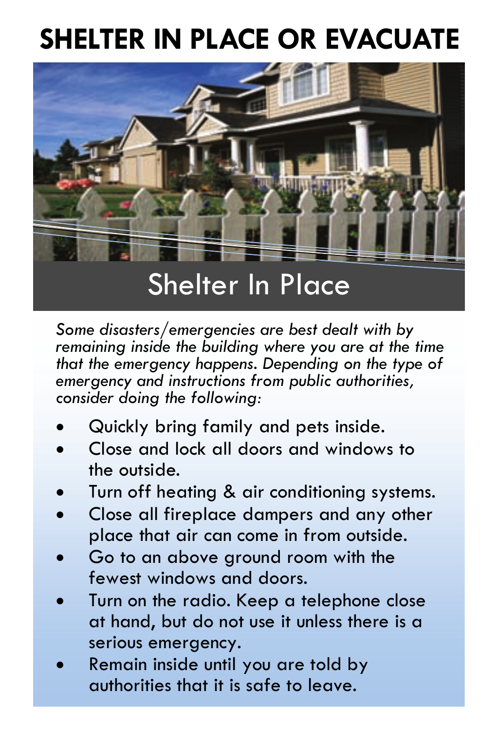# SHELTER IN PLACE OR EVACUATE

## Shelter In Place

*Some disasters/emergencies are best dealt with by remaining inside the building where you are at the time that the emergency happens. Depending on the type of emergency and instructions from public authorities, consider doing the following:*

- Quickly bring family and pets inside.
- Close and lock all doors and windows to the outside.
- Turn off heating & air conditioning systems.
- Close all fireplace dampers and any other place that air can come in from outside.
- Go to an above ground room with the fewest windows and doors.
- Turn on the radio. Keep a telephone close at hand, but do not use it unless there is a serious emergency.
- Remain inside until you are told by authorities that it is safe to leave.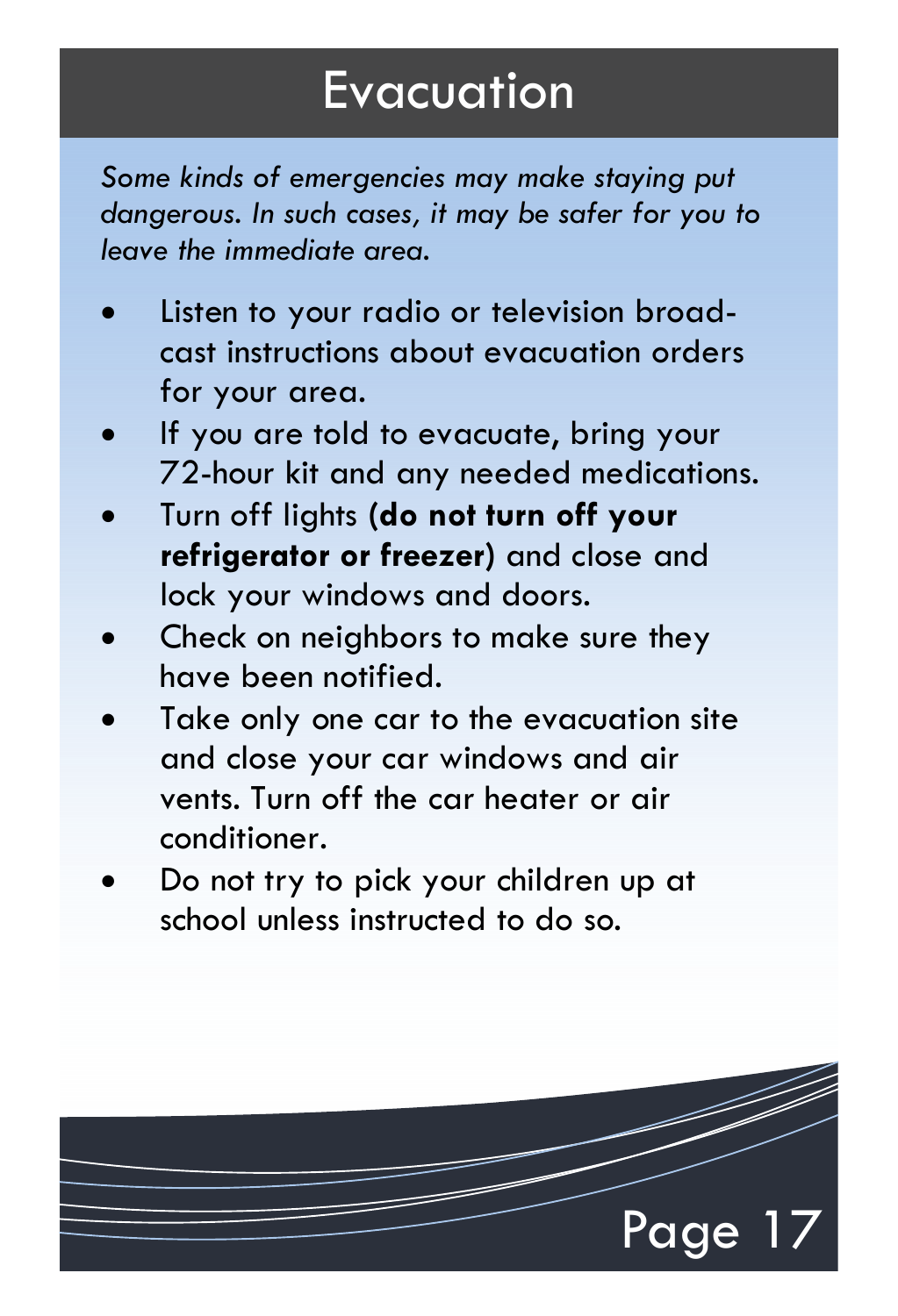# Evacuation

*Some kinds of emergencies may make staying put dangerous. In such cases, it may be safer for you to leave the immediate area.*

- Listen to your radio or television broadcast instructions about evacuation orders for your area.
- If you are told to evacuate, bring your 72-hour kit and any needed medications.
- Turn off lights **(do not turn off your refrigerator or freezer)** and close and lock your windows and doors.
- Check on neighbors to make sure they have been notified.
- Take only one car to the evacuation site and close your car windows and air vents. Turn off the car heater or air conditioner.
- Do not try to pick your children up at school unless instructed to do so.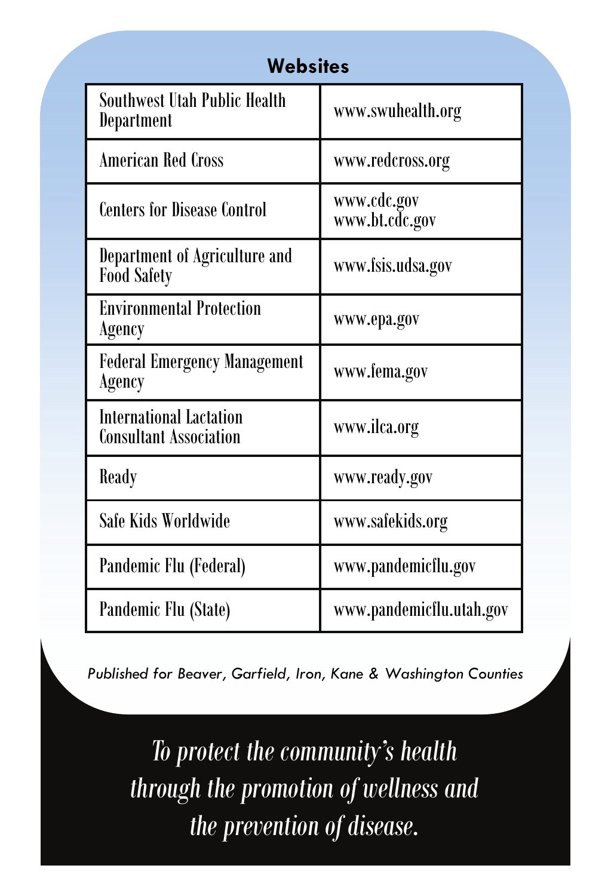## Websites

| | |
|---|---|
| Southwest Utah Public Health Department | www.swuhealth.org |
| American Red Cross | www.redcross.org |
| Centers for Disease Control | www.cdc.gov<br>www.bt.cdc.gov |
| Department of Agriculture and Food Safety | www.fsis.udsa.gov |
| Environmental Protection Agency | www.epa.gov |
| Federal Emergency Management Agency | www.fema.gov |
| International Lactation Consultant Association | www.ilca.org |
| Ready | www.ready.gov |
| Safe Kids Worldwide | www.safekids.org |
| Pandemic Flu (Federal) | www.pandemicflu.gov |
| Pandemic Flu (State) | www.pandemicflu.utah.gov |

*Published for Beaver, Garfield, Iron, Kane & Washington Counties*

*To protect the community's health through the promotion of wellness and the prevention of disease.*